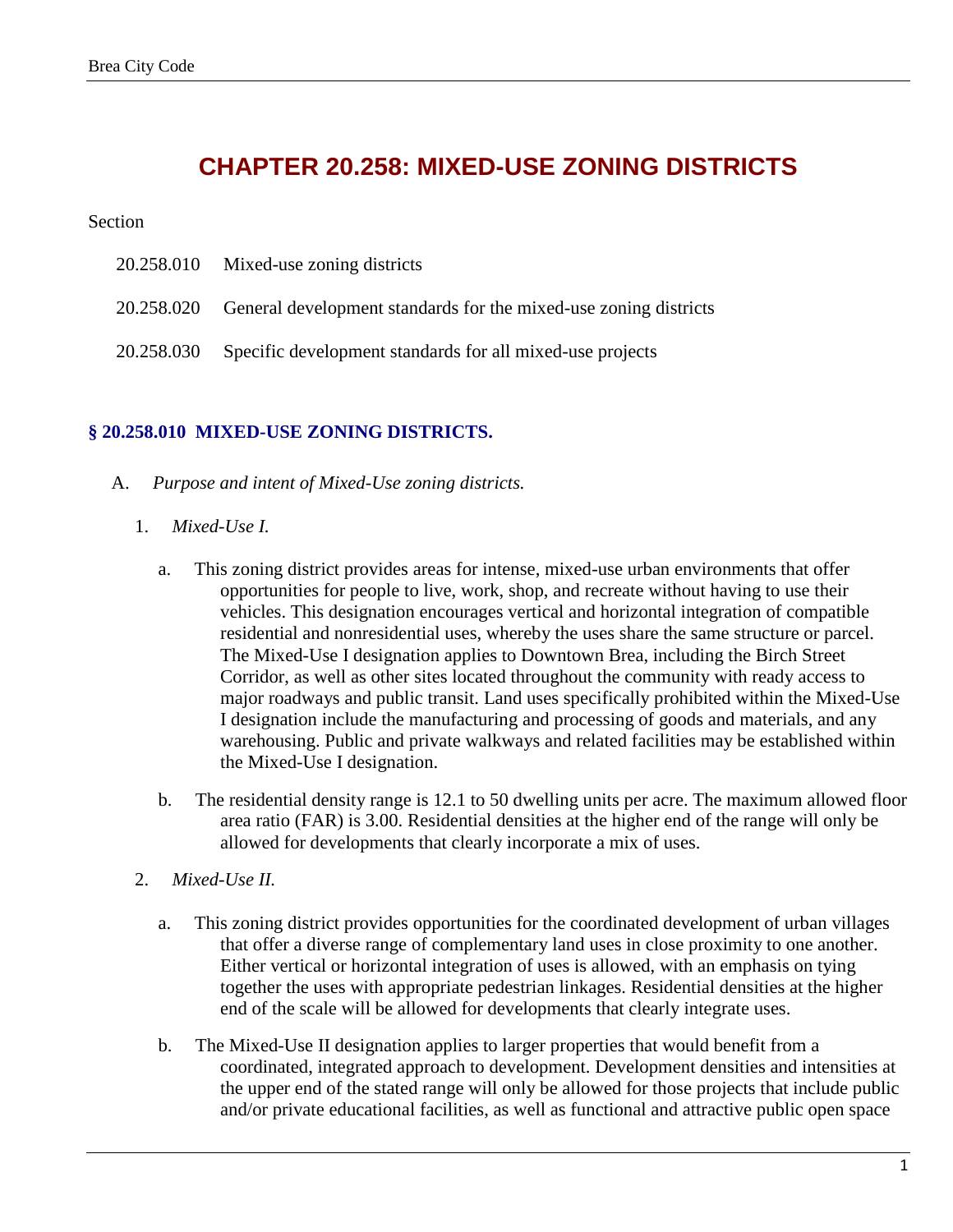# CHAPTER 20.258: MIXED-USE ZONING DISTRICTS

Section

20.258.010 Mixed-use zoning districts

20.258.020 General development standards for the mixed-use zoning districts

20.258.030 Specific development standards for all mixed-use projects

## § 20.258.010 MIXED-USE ZONING DISTRICTS.

A. *Purpose and intent of Mixed-Use zoning districts.*

1. *Mixed-Use I.*

a. This zoning district provides areas for intense, mixed-use urban environments that offer opportunities for people to live, work, shop, and recreate without having to use their vehicles. This designation encourages vertical and horizontal integration of compatible residential and nonresidential uses, whereby the uses share the same structure or parcel. The Mixed-Use I designation applies to Downtown Brea, including the Birch Street Corridor, as well as other sites located throughout the community with ready access to major roadways and public transit. Land uses specifically prohibited within the Mixed-Use I designation include the manufacturing and processing of goods and materials, and any warehousing. Public and private walkways and related facilities may be established within the Mixed-Use I designation.

b. The residential density range is 12.1 to 50 dwelling units per acre. The maximum allowed floor area ratio (FAR) is 3.00. Residential densities at the higher end of the range will only be allowed for developments that clearly incorporate a mix of uses.

2. *Mixed-Use II.*

a. This zoning district provides opportunities for the coordinated development of urban villages that offer a diverse range of complementary land uses in close proximity to one another. Either vertical or horizontal integration of uses is allowed, with an emphasis on tying together the uses with appropriate pedestrian linkages. Residential densities at the higher end of the scale will be allowed for developments that clearly integrate uses.

b. The Mixed-Use II designation applies to larger properties that would benefit from a coordinated, integrated approach to development. Development densities and intensities at the upper end of the stated range will only be allowed for those projects that include public and/or private educational facilities, as well as functional and attractive public open space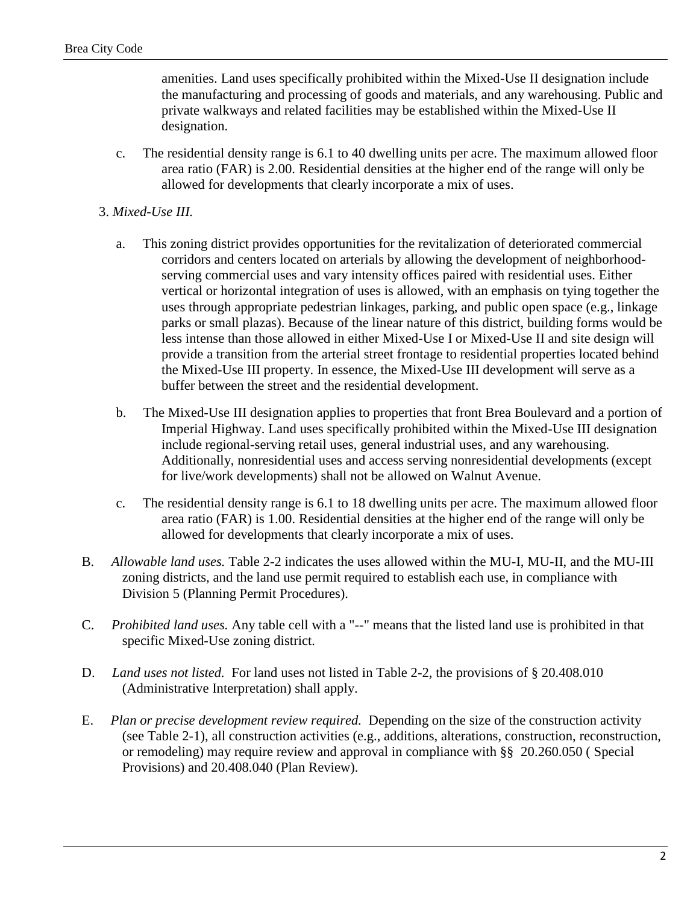amenities. Land uses specifically prohibited within the Mixed-Use II designation include the manufacturing and processing of goods and materials, and any warehousing. Public and private walkways and related facilities may be established within the Mixed-Use II designation.

c. The residential density range is 6.1 to 40 dwelling units per acre. The maximum allowed floor area ratio (FAR) is 2.00. Residential densities at the higher end of the range will only be allowed for developments that clearly incorporate a mix of uses.

3. *Mixed-Use III.*

a. This zoning district provides opportunities for the revitalization of deteriorated commercial corridors and centers located on arterials by allowing the development of neighborhood-serving commercial uses and vary intensity offices paired with residential uses. Either vertical or horizontal integration of uses is allowed, with an emphasis on tying together the uses through appropriate pedestrian linkages, parking, and public open space (e.g., linkage parks or small plazas). Because of the linear nature of this district, building forms would be less intense than those allowed in either Mixed-Use I or Mixed-Use II and site design will provide a transition from the arterial street frontage to residential properties located behind the Mixed-Use III property. In essence, the Mixed-Use III development will serve as a buffer between the street and the residential development.

b. The Mixed-Use III designation applies to properties that front Brea Boulevard and a portion of Imperial Highway. Land uses specifically prohibited within the Mixed-Use III designation include regional-serving retail uses, general industrial uses, and any warehousing. Additionally, nonresidential uses and access serving nonresidential developments (except for live/work developments) shall not be allowed on Walnut Avenue.

c. The residential density range is 6.1 to 18 dwelling units per acre. The maximum allowed floor area ratio (FAR) is 1.00. Residential densities at the higher end of the range will only be allowed for developments that clearly incorporate a mix of uses.

B. *Allowable land uses.* Table 2-2 indicates the uses allowed within the MU-I, MU-II, and the MU-III zoning districts, and the land use permit required to establish each use, in compliance with Division 5 (Planning Permit Procedures).

C. *Prohibited land uses.* Any table cell with a "--" means that the listed land use is prohibited in that specific Mixed-Use zoning district.

D. *Land uses not listed.* For land uses not listed in Table 2-2, the provisions of § 20.408.010 (Administrative Interpretation) shall apply.

E. *Plan or precise development review required.* Depending on the size of the construction activity (see Table 2-1), all construction activities (e.g., additions, alterations, construction, reconstruction, or remodeling) may require review and approval in compliance with §§ 20.260.050 ( Special Provisions) and 20.408.040 (Plan Review).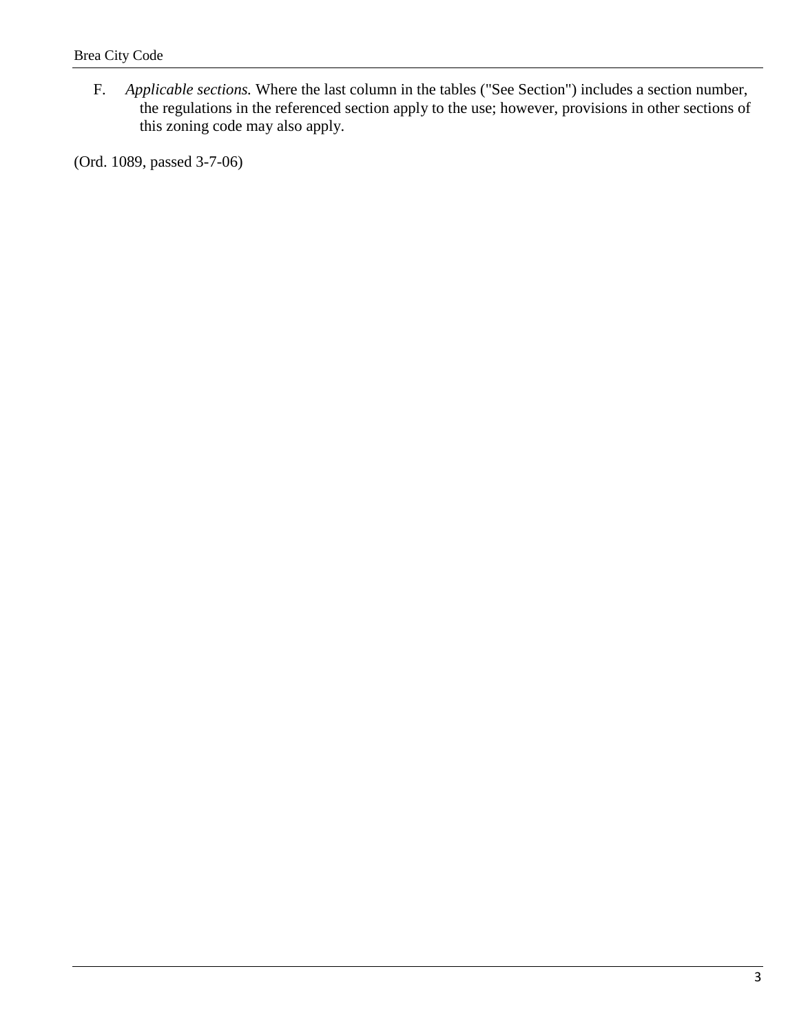F. *Applicable sections.* Where the last column in the tables ("See Section") includes a section number, the regulations in the referenced section apply to the use; however, provisions in other sections of this zoning code may also apply.

(Ord. 1089, passed 3-7-06)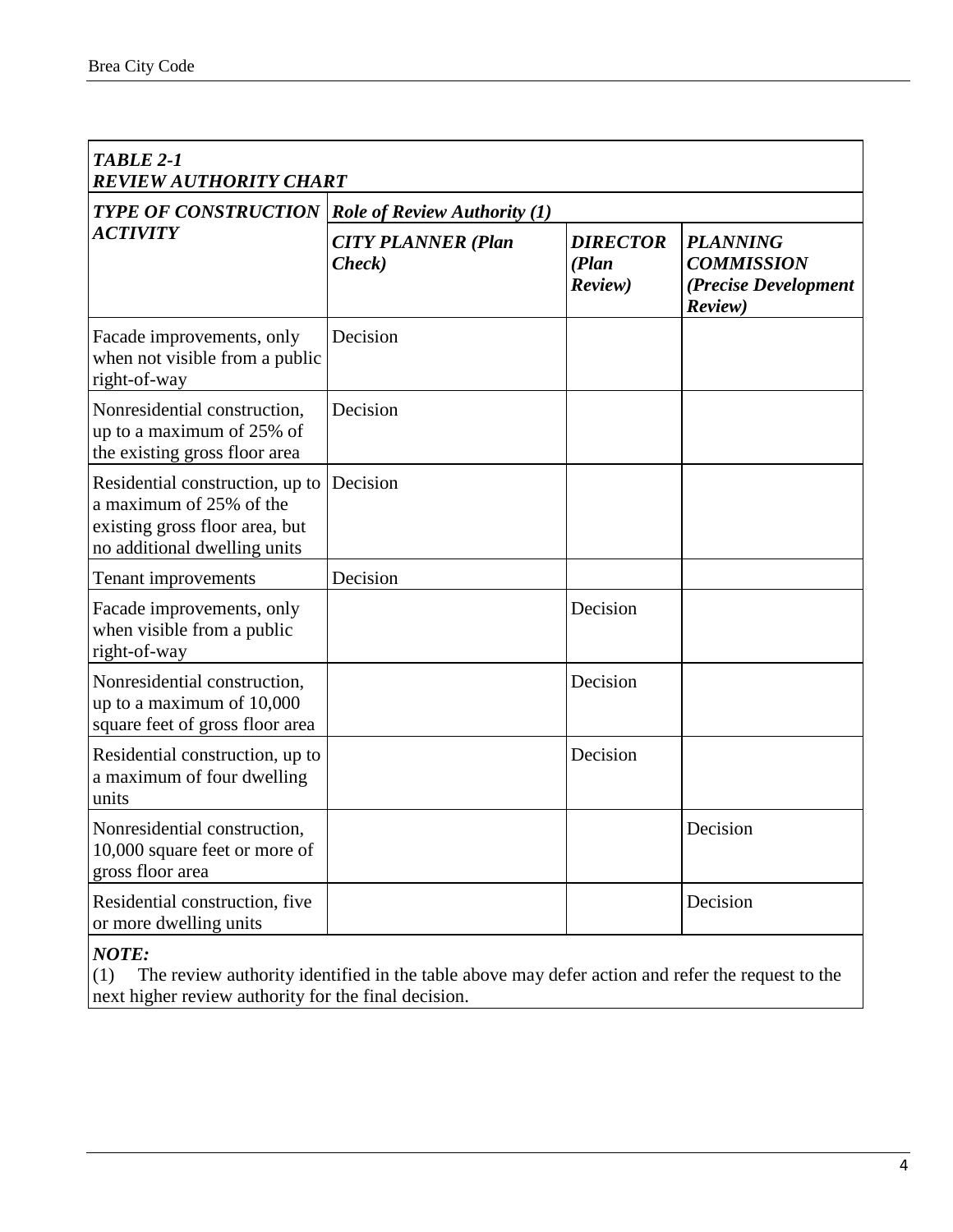***TABLE 2-1***
***REVIEW AUTHORITY CHART***

| ***TYPE OF CONSTRUCTION ACTIVITY*** | ***Role of Review Authority (1)*** | | |
|---|---|---|---|
| | ***CITY PLANNER (Plan Check)*** | ***DIRECTOR (Plan Review)*** | ***PLANNING COMMISSION (Precise Development Review)*** |
| Facade improvements, only when not visible from a public right-of-way | Decision | | |
| Nonresidential construction, up to a maximum of 25% of the existing gross floor area | Decision | | |
| Residential construction, up to a maximum of 25% of the existing gross floor area, but no additional dwelling units | Decision | | |
| Tenant improvements | Decision | | |
| Facade improvements, only when visible from a public right-of-way | | Decision | |
| Nonresidential construction, up to a maximum of 10,000 square feet of gross floor area | | Decision | |
| Residential construction, up to a maximum of four dwelling units | | Decision | |
| Nonresidential construction, 10,000 square feet or more of gross floor area | | | Decision |
| Residential construction, five or more dwelling units | | | Decision |

***NOTE:***
(1) The review authority identified in the table above may defer action and refer the request to the next higher review authority for the final decision.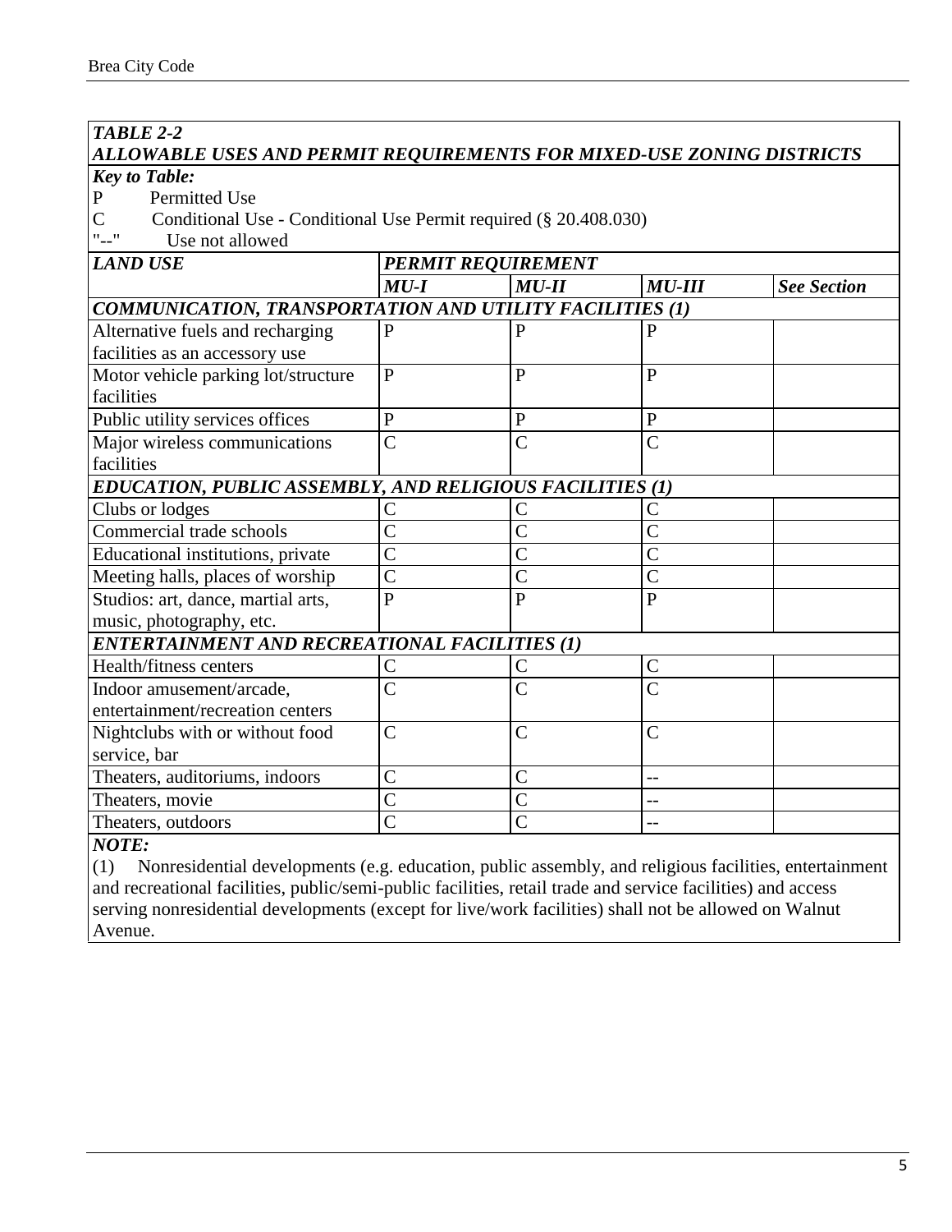| ***TABLE 2-2 ALLOWABLE USES AND PERMIT REQUIREMENTS FOR MIXED-USE ZONING DISTRICTS*** | | | | |
|---|---|---|---|---|
| ***Key to Table:*** P Permitted Use; C Conditional Use - Conditional Use Permit required (§ 20.408.030); "--" Use not allowed | | | | |
| ***LAND USE*** | ***PERMIT REQUIREMENT*** | | | |
| | ***MU-I*** | ***MU-II*** | ***MU-III*** | ***See Section*** |
| ***COMMUNICATION, TRANSPORTATION AND UTILITY FACILITIES (1)*** | | | | |
| Alternative fuels and recharging facilities as an accessory use | P | P | P | |
| Motor vehicle parking lot/structure facilities | P | P | P | |
| Public utility services offices | P | P | P | |
| Major wireless communications facilities | C | C | C | |
| ***EDUCATION, PUBLIC ASSEMBLY, AND RELIGIOUS FACILITIES (1)*** | | | | |
| Clubs or lodges | C | C | C | |
| Commercial trade schools | C | C | C | |
| Educational institutions, private | C | C | C | |
| Meeting halls, places of worship | C | C | C | |
| Studios: art, dance, martial arts, music, photography, etc. | P | P | P | |
| ***ENTERTAINMENT AND RECREATIONAL FACILITIES (1)*** | | | | |
| Health/fitness centers | C | C | C | |
| Indoor amusement/arcade, entertainment/recreation centers | C | C | C | |
| Nightclubs with or without food service, bar | C | C | C | |
| Theaters, auditoriums, indoors | C | C | -- | |
| Theaters, movie | C | C | -- | |
| Theaters, outdoors | C | C | -- | |

***NOTE:***

(1) Nonresidential developments (e.g. education, public assembly, and religious facilities, entertainment and recreational facilities, public/semi-public facilities, retail trade and service facilities) and access serving nonresidential developments (except for live/work facilities) shall not be allowed on Walnut Avenue.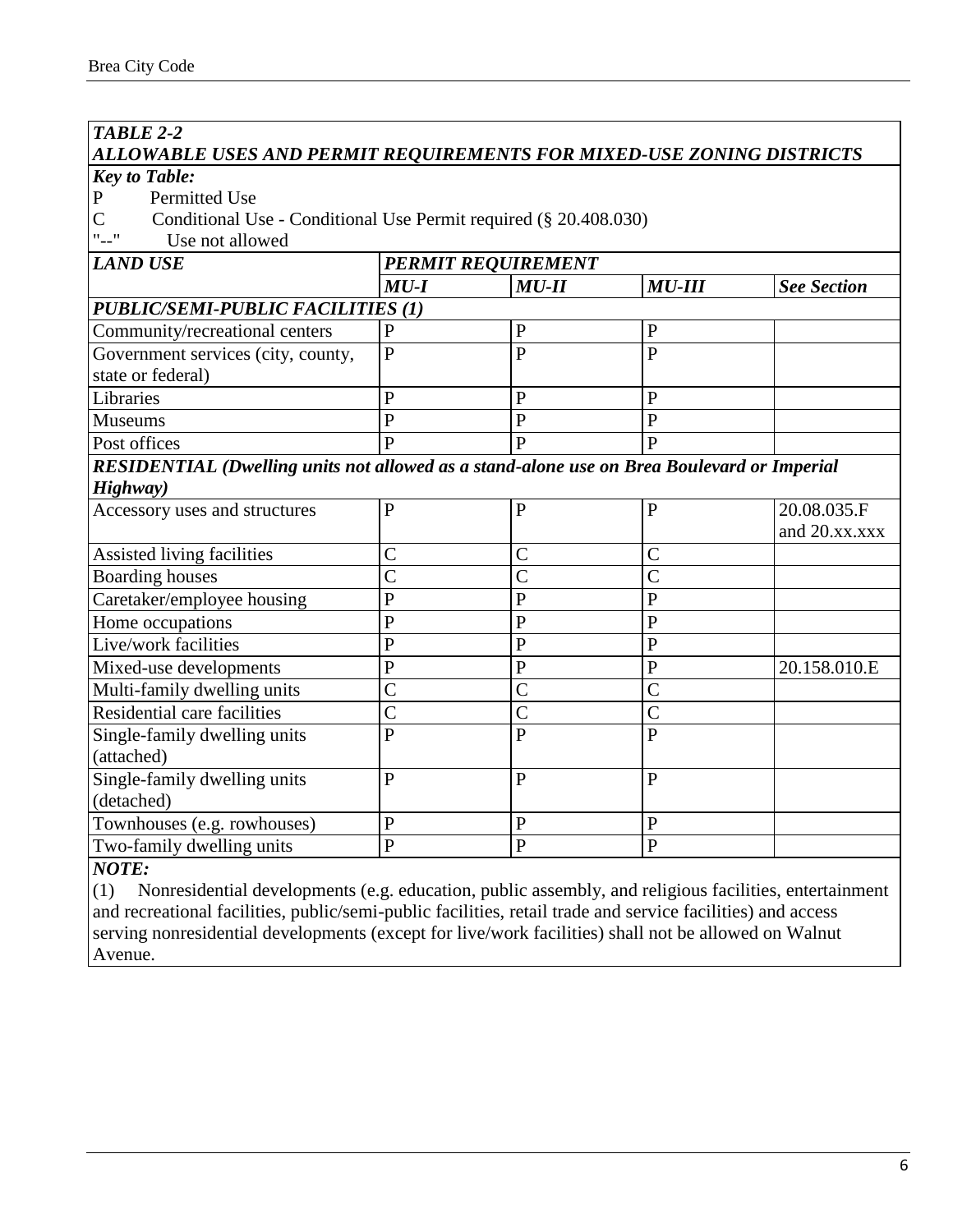| ***TABLE 2-2*** <br> ***ALLOWABLE USES AND PERMIT REQUIREMENTS FOR MIXED-USE ZONING DISTRICTS*** | | | | |
|---|---|---|---|---|
| ***Key to Table:*** <br> P Permitted Use <br> C Conditional Use - Conditional Use Permit required (§ 20.408.030) <br> "--" Use not allowed | | | | |
| ***LAND USE*** | ***PERMIT REQUIREMENT*** | | | |
| | ***MU-I*** | ***MU-II*** | ***MU-III*** | ***See Section*** |
| ***PUBLIC/SEMI-PUBLIC FACILITIES (1)*** | | | | |
| Community/recreational centers | P | P | P | |
| Government services (city, county, state or federal) | P | P | P | |
| Libraries | P | P | P | |
| Museums | P | P | P | |
| Post offices | P | P | P | |
| ***RESIDENTIAL (Dwelling units not allowed as a stand-alone use on Brea Boulevard or Imperial Highway)*** | | | | |
| Accessory uses and structures | P | P | P | 20.08.035.F and 20.xx.xxx |
| Assisted living facilities | C | C | C | |
| Boarding houses | C | C | C | |
| Caretaker/employee housing | P | P | P | |
| Home occupations | P | P | P | |
| Live/work facilities | P | P | P | |
| Mixed-use developments | P | P | P | 20.158.010.E |
| Multi-family dwelling units | C | C | C | |
| Residential care facilities | C | C | C | |
| Single-family dwelling units (attached) | P | P | P | |
| Single-family dwelling units (detached) | P | P | P | |
| Townhouses (e.g. rowhouses) | P | P | P | |
| Two-family dwelling units | P | P | P | |
| ***NOTE:*** <br> (1) Nonresidential developments (e.g. education, public assembly, and religious facilities, entertainment and recreational facilities, public/semi-public facilities, retail trade and service facilities) and access serving nonresidential developments (except for live/work facilities) shall not be allowed on Walnut Avenue. | | | | |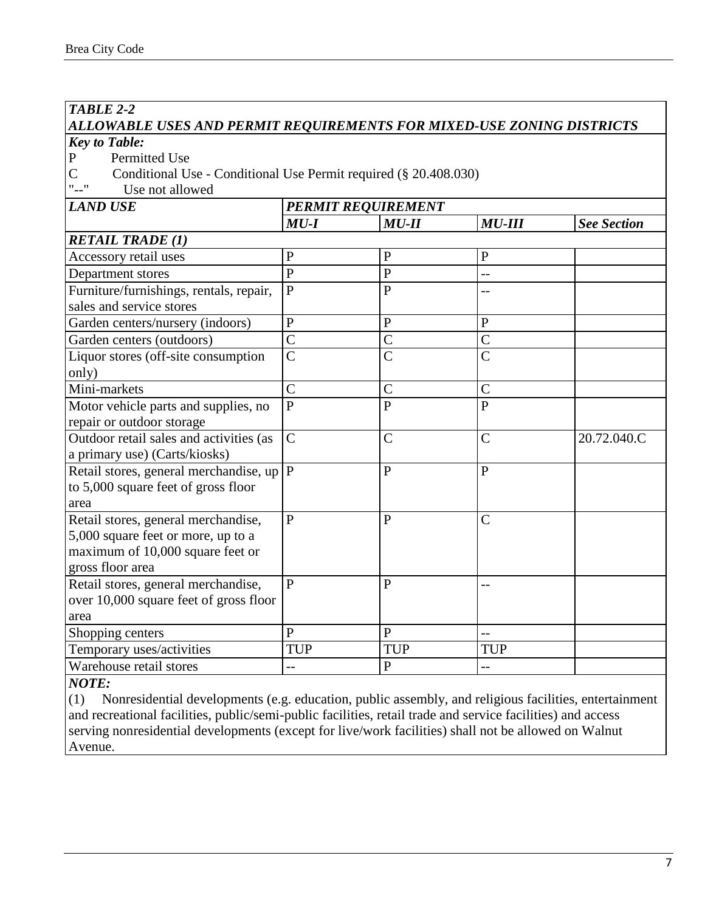| ***TABLE 2-2*** | | | | |
|---|---|---|---|---|
| ***ALLOWABLE USES AND PERMIT REQUIREMENTS FOR MIXED-USE ZONING DISTRICTS*** | | | | |
| ***Key to Table:***<br>P Permitted Use<br>C Conditional Use - Conditional Use Permit required (§ 20.408.030)<br>"--" Use not allowed | | | | |
| ***LAND USE*** | ***PERMIT REQUIREMENT*** | | | |
| | ***MU-I*** | ***MU-II*** | ***MU-III*** | ***See Section*** |
| ***RETAIL TRADE (1)*** | | | | |
| Accessory retail uses | P | P | P | |
| Department stores | P | P | -- | |
| Furniture/furnishings, rentals, repair, sales and service stores | P | P | -- | |
| Garden centers/nursery (indoors) | P | P | P | |
| Garden centers (outdoors) | C | C | C | |
| Liquor stores (off-site consumption only) | C | C | C | |
| Mini-markets | C | C | C | |
| Motor vehicle parts and supplies, no repair or outdoor storage | P | P | P | |
| Outdoor retail sales and activities (as a primary use) (Carts/kiosks) | C | C | C | 20.72.040.C |
| Retail stores, general merchandise, up to 5,000 square feet of gross floor area | P | P | P | |
| Retail stores, general merchandise, 5,000 square feet or more, up to a maximum of 10,000 square feet or gross floor area | P | P | C | |
| Retail stores, general merchandise, over 10,000 square feet of gross floor area | P | P | -- | |
| Shopping centers | P | P | -- | |
| Temporary uses/activities | TUP | TUP | TUP | |
| Warehouse retail stores | -- | P | -- | |
| ***NOTE:***<br>(1) Nonresidential developments (e.g. education, public assembly, and religious facilities, entertainment and recreational facilities, public/semi-public facilities, retail trade and service facilities) and access serving nonresidential developments (except for live/work facilities) shall not be allowed on Walnut Avenue. | | | | |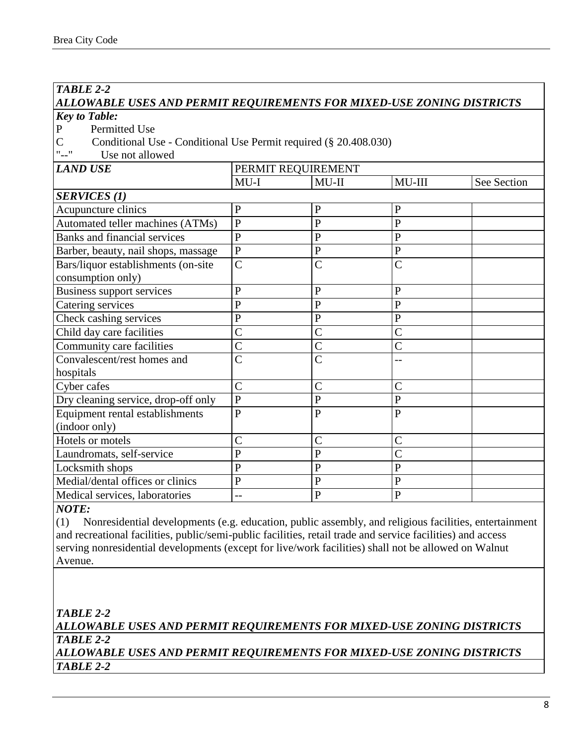| ***TABLE 2-2*** | | | | |
|---|---|---|---|---|
| ***ALLOWABLE USES AND PERMIT REQUIREMENTS FOR MIXED-USE ZONING DISTRICTS*** | | | | |
| ***Key to Table:*** P Permitted Use; C Conditional Use - Conditional Use Permit required (§ 20.408.030); "--" Use not allowed | | | | |
| ***LAND USE*** | PERMIT REQUIREMENT | | | |
| | MU-I | MU-II | MU-III | See Section |
| ***SERVICES (1)*** | | | | |
| Acupuncture clinics | P | P | P | |
| Automated teller machines (ATMs) | P | P | P | |
| Banks and financial services | P | P | P | |
| Barber, beauty, nail shops, massage | P | P | P | |
| Bars/liquor establishments (on-site consumption only) | C | C | C | |
| Business support services | P | P | P | |
| Catering services | P | P | P | |
| Check cashing services | P | P | P | |
| Child day care facilities | C | C | C | |
| Community care facilities | C | C | C | |
| Convalescent/rest homes and hospitals | C | C | -- | |
| Cyber cafes | C | C | C | |
| Dry cleaning service, drop-off only | P | P | P | |
| Equipment rental establishments (indoor only) | P | P | P | |
| Hotels or motels | C | C | C | |
| Laundromats, self-service | P | P | C | |
| Locksmith shops | P | P | P | |
| Medial/dental offices or clinics | P | P | P | |
| Medical services, laboratories | -- | P | P | |

***NOTE:***

(1) Nonresidential developments (e.g. education, public assembly, and religious facilities, entertainment and recreational facilities, public/semi-public facilities, retail trade and service facilities) and access serving nonresidential developments (except for live/work facilities) shall not be allowed on Walnut Avenue.

***TABLE 2-2***
***ALLOWABLE USES AND PERMIT REQUIREMENTS FOR MIXED-USE ZONING DISTRICTS***

***TABLE 2-2***
***ALLOWABLE USES AND PERMIT REQUIREMENTS FOR MIXED-USE ZONING DISTRICTS***

***TABLE 2-2***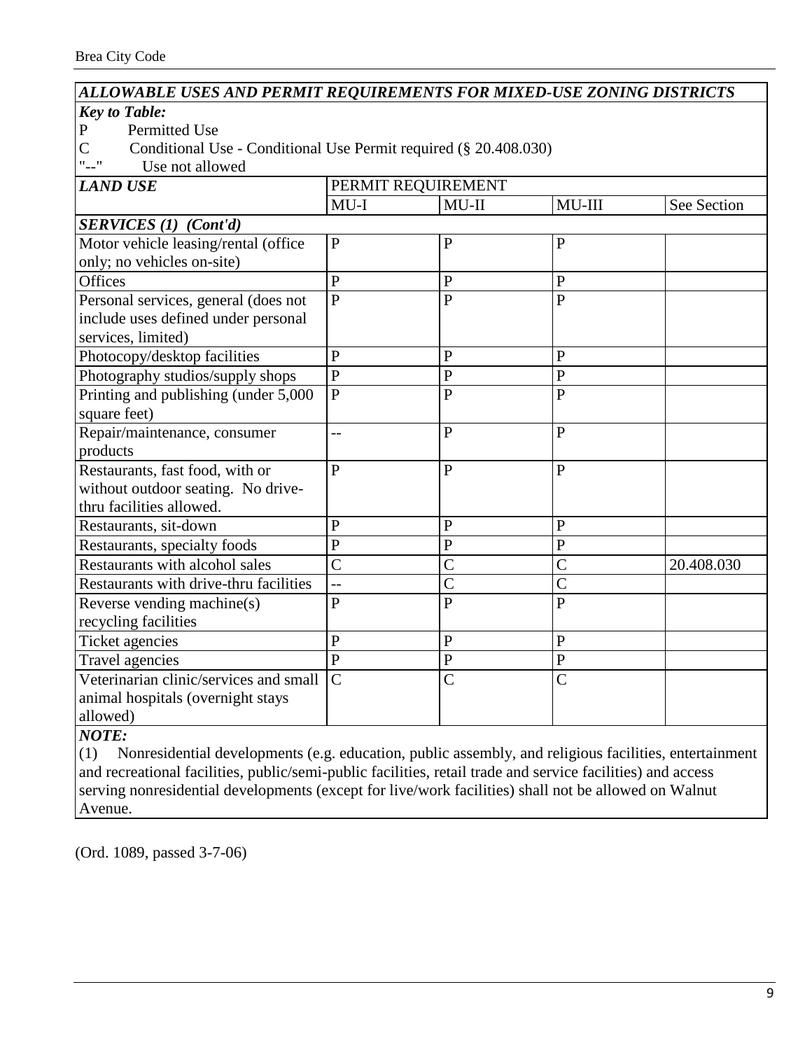| ALLOWABLE USES AND PERMIT REQUIREMENTS FOR MIXED-USE ZONING DISTRICTS | | | | |
|---|---|---|---|---|
| ***Key to Table:*** P Permitted Use; C Conditional Use - Conditional Use Permit required (§ 20.408.030); "--" Use not allowed | | | | |
| ***LAND USE*** | PERMIT REQUIREMENT | | | |
| | MU-I | MU-II | MU-III | See Section |
| ***SERVICES (1) (Cont'd)*** | | | | |
| Motor vehicle leasing/rental (office only; no vehicles on-site) | P | P | P | |
| Offices | P | P | P | |
| Personal services, general (does not include uses defined under personal services, limited) | P | P | P | |
| Photocopy/desktop facilities | P | P | P | |
| Photography studios/supply shops | P | P | P | |
| Printing and publishing (under 5,000 square feet) | P | P | P | |
| Repair/maintenance, consumer products | -- | P | P | |
| Restaurants, fast food, with or without outdoor seating. No drive-thru facilities allowed. | P | P | P | |
| Restaurants, sit-down | P | P | P | |
| Restaurants, specialty foods | P | P | P | |
| Restaurants with alcohol sales | C | C | C | 20.408.030 |
| Restaurants with drive-thru facilities | -- | C | C | |
| Reverse vending machine(s) recycling facilities | P | P | P | |
| Ticket agencies | P | P | P | |
| Travel agencies | P | P | P | |
| Veterinarian clinic/services and small animal hospitals (overnight stays allowed) | C | C | C | |

***NOTE:***

(1) Nonresidential developments (e.g. education, public assembly, and religious facilities, entertainment and recreational facilities, public/semi-public facilities, retail trade and service facilities) and access serving nonresidential developments (except for live/work facilities) shall not be allowed on Walnut Avenue.

(Ord. 1089, passed 3-7-06)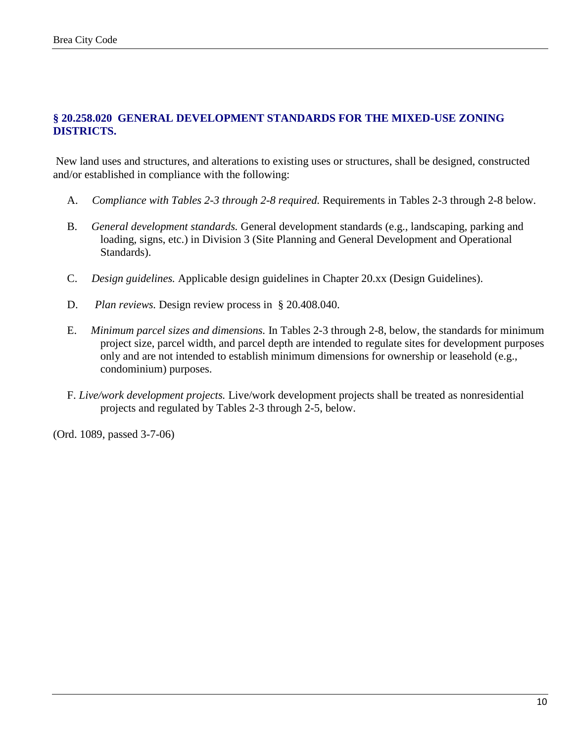## § 20.258.020 GENERAL DEVELOPMENT STANDARDS FOR THE MIXED-USE ZONING DISTRICTS.

New land uses and structures, and alterations to existing uses or structures, shall be designed, constructed and/or established in compliance with the following:

A. *Compliance with Tables 2-3 through 2-8 required.* Requirements in Tables 2-3 through 2-8 below.

B. *General development standards.* General development standards (e.g., landscaping, parking and loading, signs, etc.) in Division 3 (Site Planning and General Development and Operational Standards).

C. *Design guidelines.* Applicable design guidelines in Chapter 20.xx (Design Guidelines).

D. *Plan reviews.* Design review process in § 20.408.040.

E. *Minimum parcel sizes and dimensions.* In Tables 2-3 through 2-8, below, the standards for minimum project size, parcel width, and parcel depth are intended to regulate sites for development purposes only and are not intended to establish minimum dimensions for ownership or leasehold (e.g., condominium) purposes.

F. *Live/work development projects.* Live/work development projects shall be treated as nonresidential projects and regulated by Tables 2-3 through 2-5, below.

(Ord. 1089, passed 3-7-06)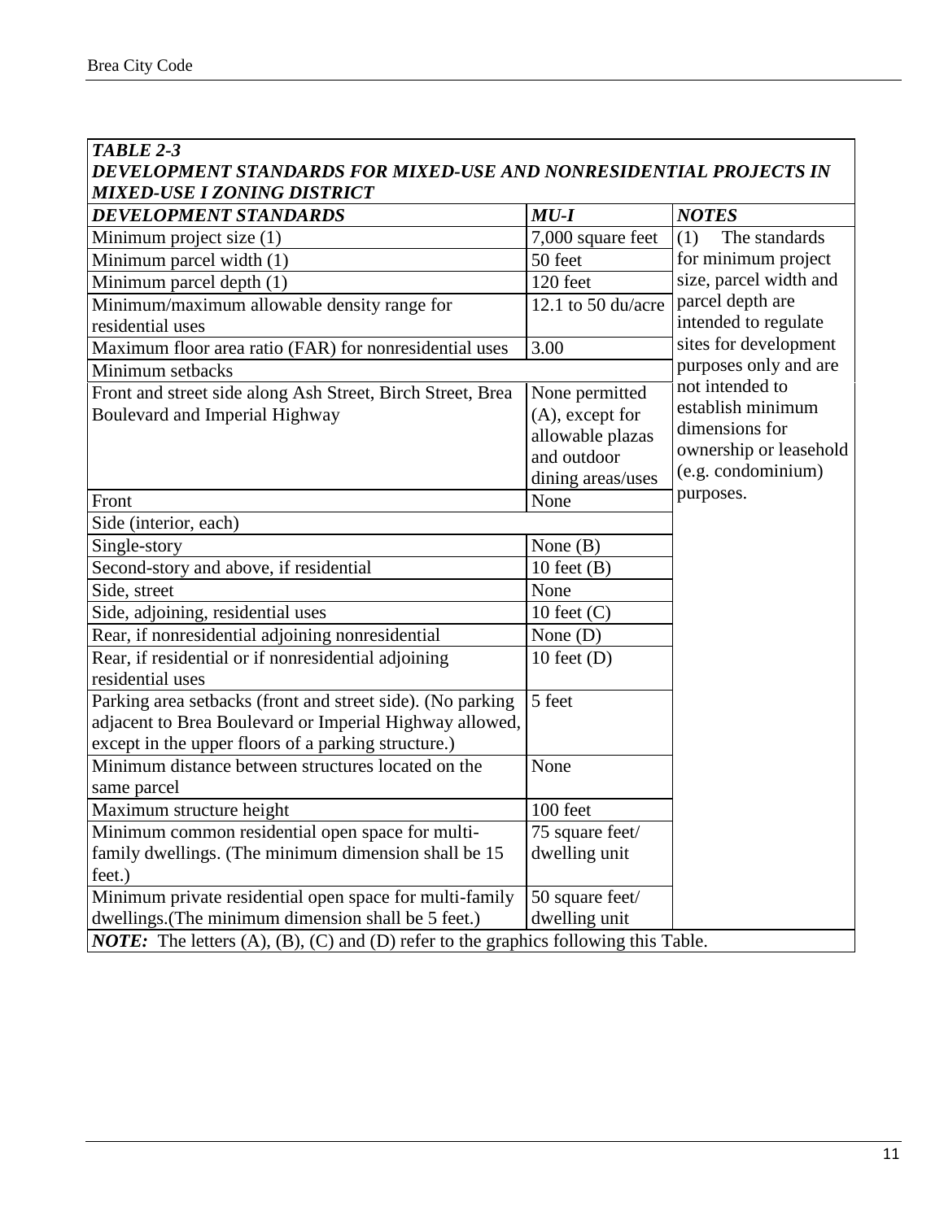***TABLE 2-3***
***DEVELOPMENT STANDARDS FOR MIXED-USE AND NONRESIDENTIAL PROJECTS IN MIXED-USE I ZONING DISTRICT***

| ***DEVELOPMENT STANDARDS*** | ***MU-I*** | ***NOTES*** |
| --- | --- | --- |
| Minimum project size (1) | 7,000 square feet | (1) The standards for minimum project size, parcel width and parcel depth are intended to regulate sites for development purposes only and are not intended to establish minimum dimensions for ownership or leasehold (e.g. condominium) purposes. |
| Minimum parcel width (1) | 50 feet | |
| Minimum parcel depth (1) | 120 feet | |
| Minimum/maximum allowable density range for residential uses | 12.1 to 50 du/acre | |
| Maximum floor area ratio (FAR) for nonresidential uses | 3.00 | |
| Minimum setbacks | | |
| Front and street side along Ash Street, Birch Street, Brea Boulevard and Imperial Highway | None permitted (A), except for allowable plazas and outdoor dining areas/uses | |
| Front | None | |
| Side (interior, each) | | |
| Single-story | None (B) | |
| Second-story and above, if residential | 10 feet (B) | |
| Side, street | None | |
| Side, adjoining, residential uses | 10 feet (C) | |
| Rear, if nonresidential adjoining nonresidential | None (D) | |
| Rear, if residential or if nonresidential adjoining residential uses | 10 feet (D) | |
| Parking area setbacks (front and street side). (No parking adjacent to Brea Boulevard or Imperial Highway allowed, except in the upper floors of a parking structure.) | 5 feet | |
| Minimum distance between structures located on the same parcel | None | |
| Maximum structure height | 100 feet | |
| Minimum common residential open space for multi-family dwellings. (The minimum dimension shall be 15 feet.) | 75 square feet/ dwelling unit | |
| Minimum private residential open space for multi-family dwellings.(The minimum dimension shall be 5 feet.) | 50 square feet/ dwelling unit | |

***NOTE:*** The letters (A), (B), (C) and (D) refer to the graphics following this Table.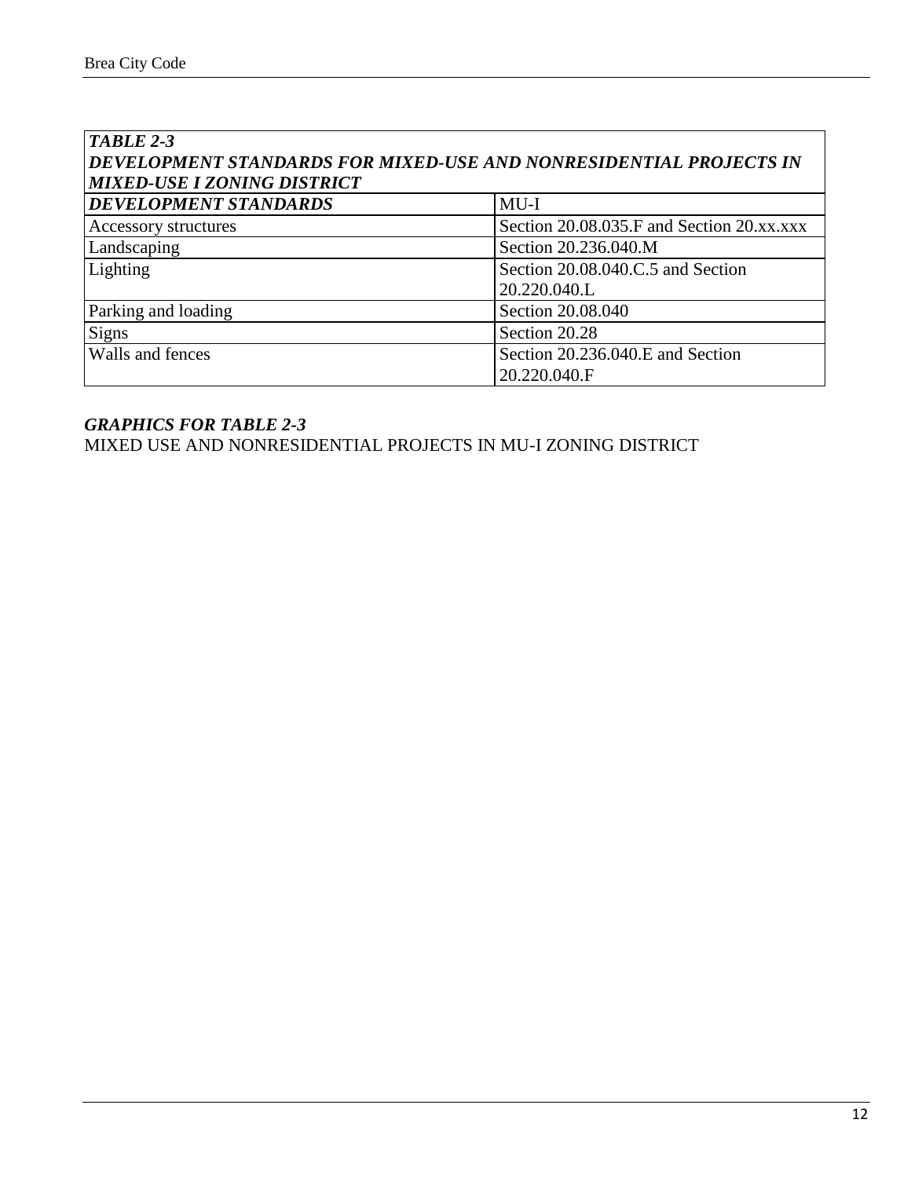| ***TABLE 2-3*** ***DEVELOPMENT STANDARDS FOR MIXED-USE AND NONRESIDENTIAL PROJECTS IN MIXED-USE I ZONING DISTRICT*** | |
|---|---|
| ***DEVELOPMENT STANDARDS*** | MU-I |
| Accessory structures | Section 20.08.035.F and Section 20.xx.xxx |
| Landscaping | Section 20.236.040.M |
| Lighting | Section 20.08.040.C.5 and Section 20.220.040.L |
| Parking and loading | Section 20.08.040 |
| Signs | Section 20.28 |
| Walls and fences | Section 20.236.040.E and Section 20.220.040.F |

***GRAPHICS FOR TABLE 2-3***
MIXED USE AND NONRESIDENTIAL PROJECTS IN MU-I ZONING DISTRICT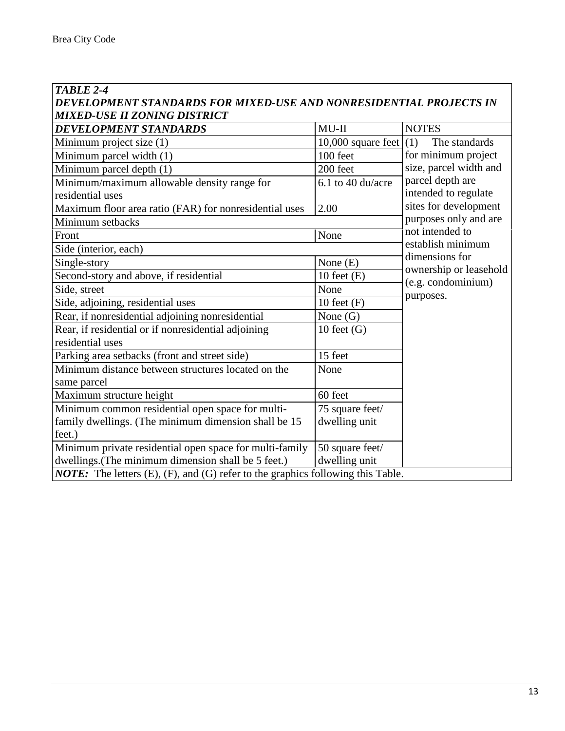***TABLE 2-4***
***DEVELOPMENT STANDARDS FOR MIXED-USE AND NONRESIDENTIAL PROJECTS IN MIXED-USE II ZONING DISTRICT***

| ***DEVELOPMENT STANDARDS*** | MU-II | NOTES |
|---|---|---|
| Minimum project size (1) | 10,000 square feet | (1) The standards for minimum project size, parcel width and parcel depth are intended to regulate sites for development purposes only and are not intended to establish minimum dimensions for ownership or leasehold (e.g. condominium) purposes. |
| Minimum parcel width (1) | 100 feet | |
| Minimum parcel depth (1) | 200 feet | |
| Minimum/maximum allowable density range for residential uses | 6.1 to 40 du/acre | |
| Maximum floor area ratio (FAR) for nonresidential uses | 2.00 | |
| Minimum setbacks | | |
| Front | None | |
| Side (interior, each) | | |
| Single-story | None (E) | |
| Second-story and above, if residential | 10 feet (E) | |
| Side, street | None | |
| Side, adjoining, residential uses | 10 feet (F) | |
| Rear, if nonresidential adjoining nonresidential | None (G) | |
| Rear, if residential or if nonresidential adjoining residential uses | 10 feet (G) | |
| Parking area setbacks (front and street side) | 15 feet | |
| Minimum distance between structures located on the same parcel | None | |
| Maximum structure height | 60 feet | |
| Minimum common residential open space for multi-family dwellings. (The minimum dimension shall be 15 feet.) | 75 square feet/ dwelling unit | |
| Minimum private residential open space for multi-family dwellings.(The minimum dimension shall be 5 feet.) | 50 square feet/ dwelling unit | |

***NOTE:*** The letters (E), (F), and (G) refer to the graphics following this Table.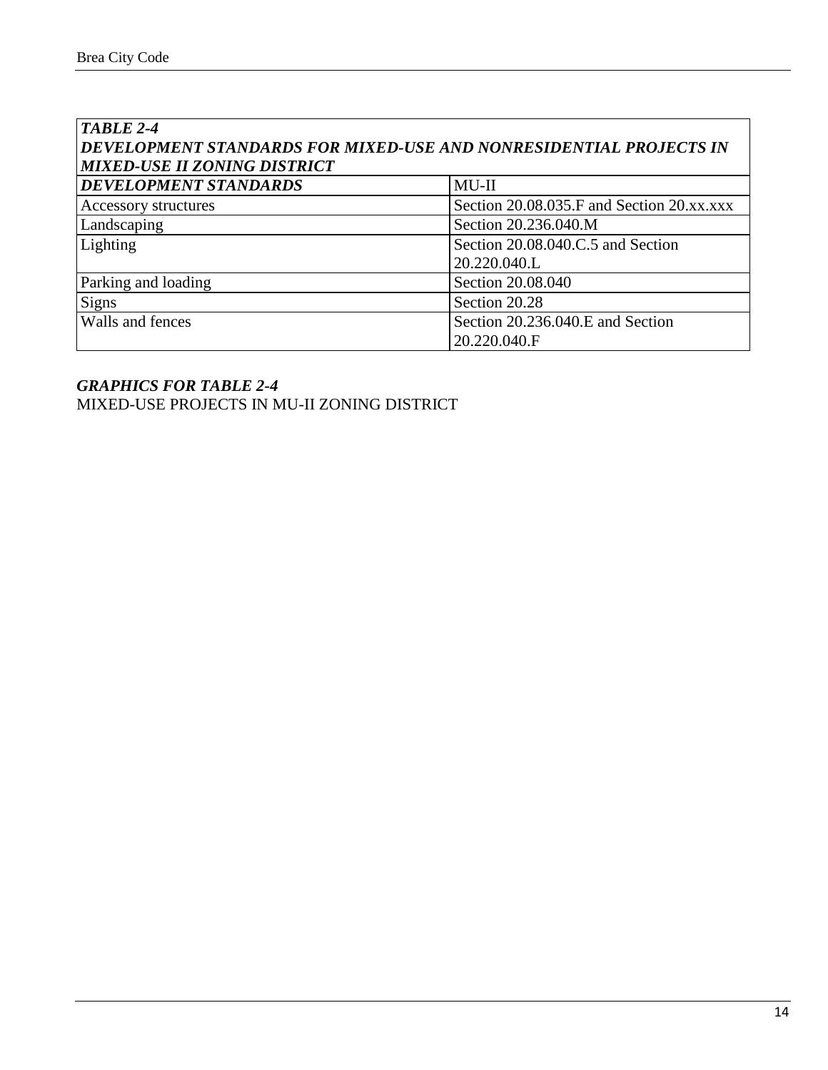***TABLE 2-4***
***DEVELOPMENT STANDARDS FOR MIXED-USE AND NONRESIDENTIAL PROJECTS IN MIXED-USE II ZONING DISTRICT***

| ***DEVELOPMENT STANDARDS*** | MU-II |
|---|---|
| Accessory structures | Section 20.08.035.F and Section 20.xx.xxx |
| Landscaping | Section 20.236.040.M |
| Lighting | Section 20.08.040.C.5 and Section 20.220.040.L |
| Parking and loading | Section 20.08.040 |
| Signs | Section 20.28 |
| Walls and fences | Section 20.236.040.E and Section 20.220.040.F |

***GRAPHICS FOR TABLE 2-4***
MIXED-USE PROJECTS IN MU-II ZONING DISTRICT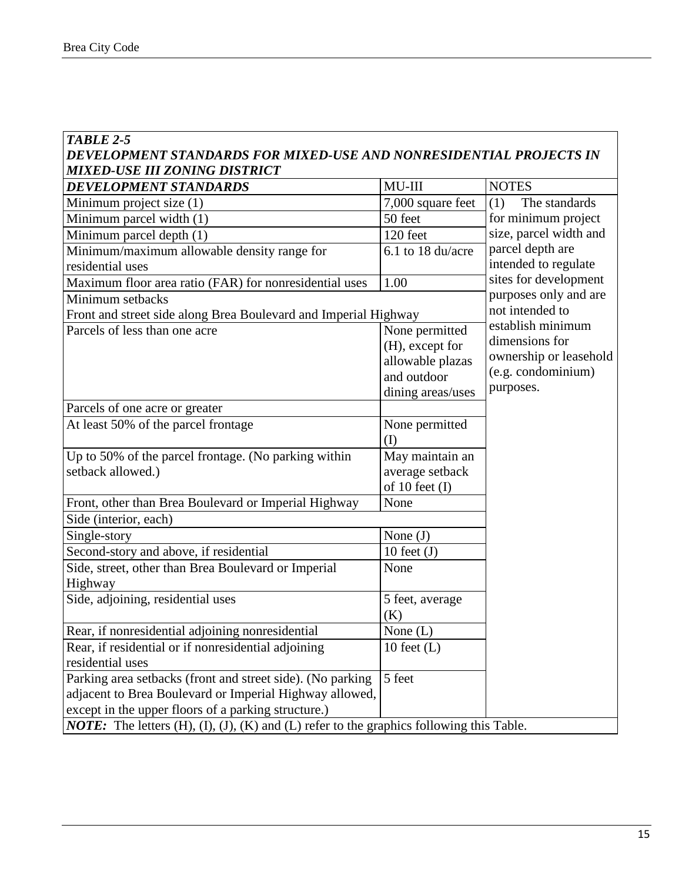| *TABLE 2-5*<br>***DEVELOPMENT STANDARDS FOR MIXED-USE AND NONRESIDENTIAL PROJECTS IN MIXED-USE III ZONING DISTRICT*** | | |
|---|---|---|
| ***DEVELOPMENT STANDARDS*** | MU-III | NOTES |
| Minimum project size (1) | 7,000 square feet | (1) The standards for minimum project size, parcel width and parcel depth are intended to regulate sites for development purposes only and are not intended to establish minimum dimensions for ownership or leasehold (e.g. condominium) purposes. |
| Minimum parcel width (1) | 50 feet | |
| Minimum parcel depth (1) | 120 feet | |
| Minimum/maximum allowable density range for residential uses | 6.1 to 18 du/acre | |
| Maximum floor area ratio (FAR) for nonresidential uses | 1.00 | |
| Minimum setbacks<br>Front and street side along Brea Boulevard and Imperial Highway | | |
| Parcels of less than one acre | None permitted (H), except for allowable plazas and outdoor dining areas/uses | |
| Parcels of one acre or greater | | |
| At least 50% of the parcel frontage | None permitted (I) | |
| Up to 50% of the parcel frontage. (No parking within setback allowed.) | May maintain an average setback of 10 feet (I) | |
| Front, other than Brea Boulevard or Imperial Highway | None | |
| Side (interior, each) | | |
| Single-story | None (J) | |
| Second-story and above, if residential | 10 feet (J) | |
| Side, street, other than Brea Boulevard or Imperial Highway | None | |
| Side, adjoining, residential uses | 5 feet, average (K) | |
| Rear, if nonresidential adjoining nonresidential | None (L) | |
| Rear, if residential or if nonresidential adjoining residential uses | 10 feet (L) | |
| Parking area setbacks (front and street side). (No parking adjacent to Brea Boulevard or Imperial Highway allowed, except in the upper floors of a parking structure.) | 5 feet | |
| ***NOTE:*** The letters (H), (I), (J), (K) and (L) refer to the graphics following this Table. | | |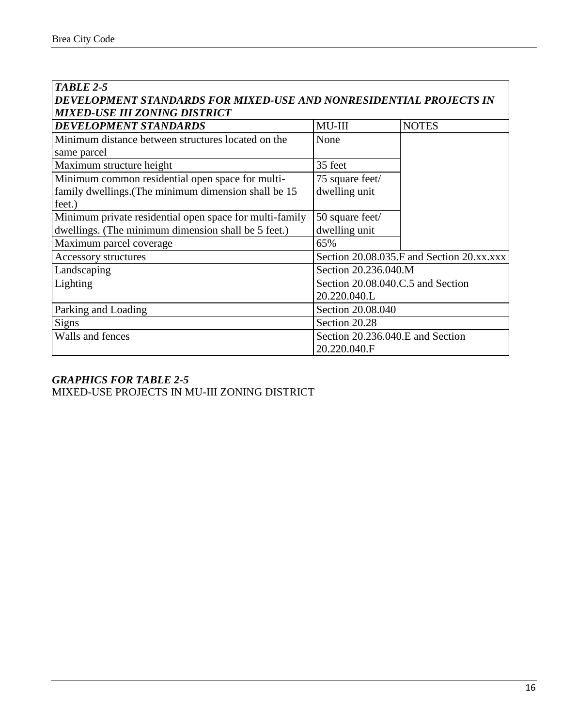| ***TABLE 2-5*** ***DEVELOPMENT STANDARDS FOR MIXED-USE AND NONRESIDENTIAL PROJECTS IN MIXED-USE III ZONING DISTRICT*** | | |
|---|---|---|
| ***DEVELOPMENT STANDARDS*** | MU-III | NOTES |
| Minimum distance between structures located on the same parcel | None | |
| Maximum structure height | 35 feet | |
| Minimum common residential open space for multi-family dwellings.(The minimum dimension shall be 15 feet.) | 75 square feet/ dwelling unit | |
| Minimum private residential open space for multi-family dwellings. (The minimum dimension shall be 5 feet.) | 50 square feet/ dwelling unit | |
| Maximum parcel coverage | 65% | |
| Accessory structures | Section 20.08.035.F and Section 20.xx.xxx | |
| Landscaping | Section 20.236.040.M | |
| Lighting | Section 20.08.040.C.5 and Section 20.220.040.L | |
| Parking and Loading | Section 20.08.040 | |
| Signs | Section 20.28 | |
| Walls and fences | Section 20.236.040.E and Section 20.220.040.F | |

***GRAPHICS FOR TABLE 2-5***
MIXED-USE PROJECTS IN MU-III ZONING DISTRICT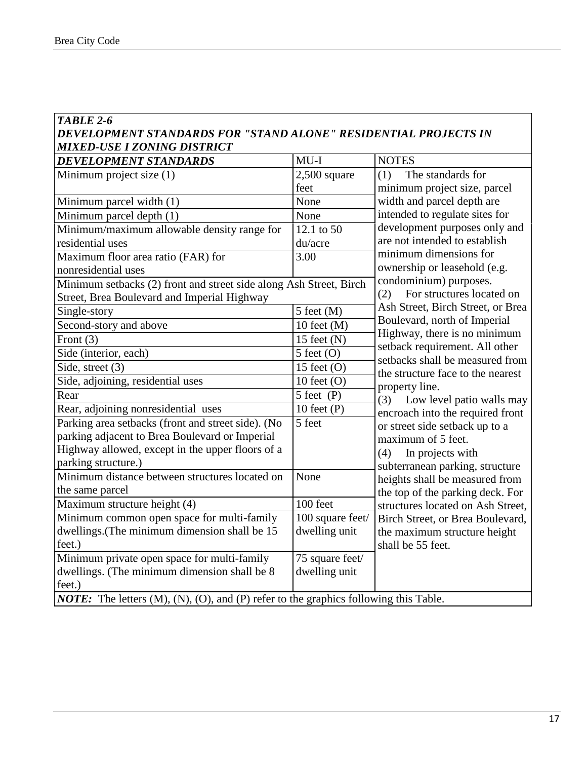| *TABLE 2-6* *DEVELOPMENT STANDARDS FOR "STAND ALONE" RESIDENTIAL PROJECTS IN MIXED-USE I ZONING DISTRICT* | | |
|---|---|---|
| ***DEVELOPMENT STANDARDS*** | MU-I | NOTES |
| Minimum project size (1) | 2,500 square feet | (1) The standards for minimum project size, parcel width and parcel depth are intended to regulate sites for development purposes only and are not intended to establish minimum dimensions for ownership or leasehold (e.g. condominium) purposes. (2) For structures located on Ash Street, Birch Street, or Brea Boulevard, north of Imperial Highway, there is no minimum setback requirement. All other setbacks shall be measured from the structure face to the nearest property line. (3) Low level patio walls may encroach into the required front or street side setback up to a maximum of 5 feet. (4) In projects with subterranean parking, structure heights shall be measured from the top of the parking deck. For structures located on Ash Street, Birch Street, or Brea Boulevard, the maximum structure height shall be 55 feet. |
| Minimum parcel width (1) | None | |
| Minimum parcel depth (1) | None | |
| Minimum/maximum allowable density range for residential uses | 12.1 to 50 du/acre | |
| Maximum floor area ratio (FAR) for nonresidential uses | 3.00 | |
| Minimum setbacks (2) front and street side along Ash Street, Birch Street, Brea Boulevard and Imperial Highway | | |
| Single-story | 5 feet (M) | |
| Second-story and above | 10 feet (M) | |
| Front (3) | 15 feet (N) | |
| Side (interior, each) | 5 feet (O) | |
| Side, street (3) | 15 feet (O) | |
| Side, adjoining, residential uses | 10 feet (O) | |
| Rear | 5 feet (P) | |
| Rear, adjoining nonresidential uses | 10 feet (P) | |
| Parking area setbacks (front and street side). (No parking adjacent to Brea Boulevard or Imperial Highway allowed, except in the upper floors of a parking structure.) | 5 feet | |
| Minimum distance between structures located on the same parcel | None | |
| Maximum structure height (4) | 100 feet | |
| Minimum common open space for multi-family dwellings.(The minimum dimension shall be 15 feet.) | 100 square feet/ dwelling unit | |
| Minimum private open space for multi-family dwellings. (The minimum dimension shall be 8 feet.) | 75 square feet/ dwelling unit | |
| ***NOTE:*** The letters (M), (N), (O), and (P) refer to the graphics following this Table. | | |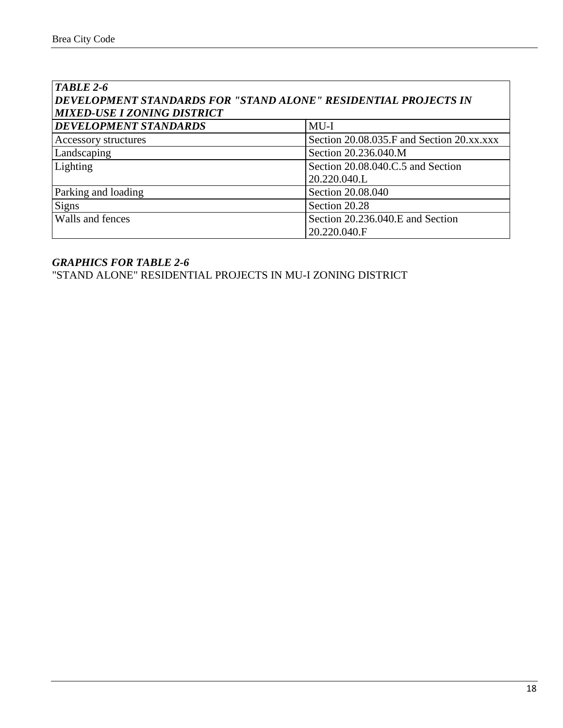***TABLE 2-6***
***DEVELOPMENT STANDARDS FOR "STAND ALONE" RESIDENTIAL PROJECTS IN MIXED-USE I ZONING DISTRICT***

| ***DEVELOPMENT STANDARDS*** | MU-I |
|---|---|
| Accessory structures | Section 20.08.035.F and Section 20.xx.xxx |
| Landscaping | Section 20.236.040.M |
| Lighting | Section 20.08.040.C.5 and Section 20.220.040.L |
| Parking and loading | Section 20.08.040 |
| Signs | Section 20.28 |
| Walls and fences | Section 20.236.040.E and Section 20.220.040.F |

***GRAPHICS FOR TABLE 2-6***

"STAND ALONE" RESIDENTIAL PROJECTS IN MU-I ZONING DISTRICT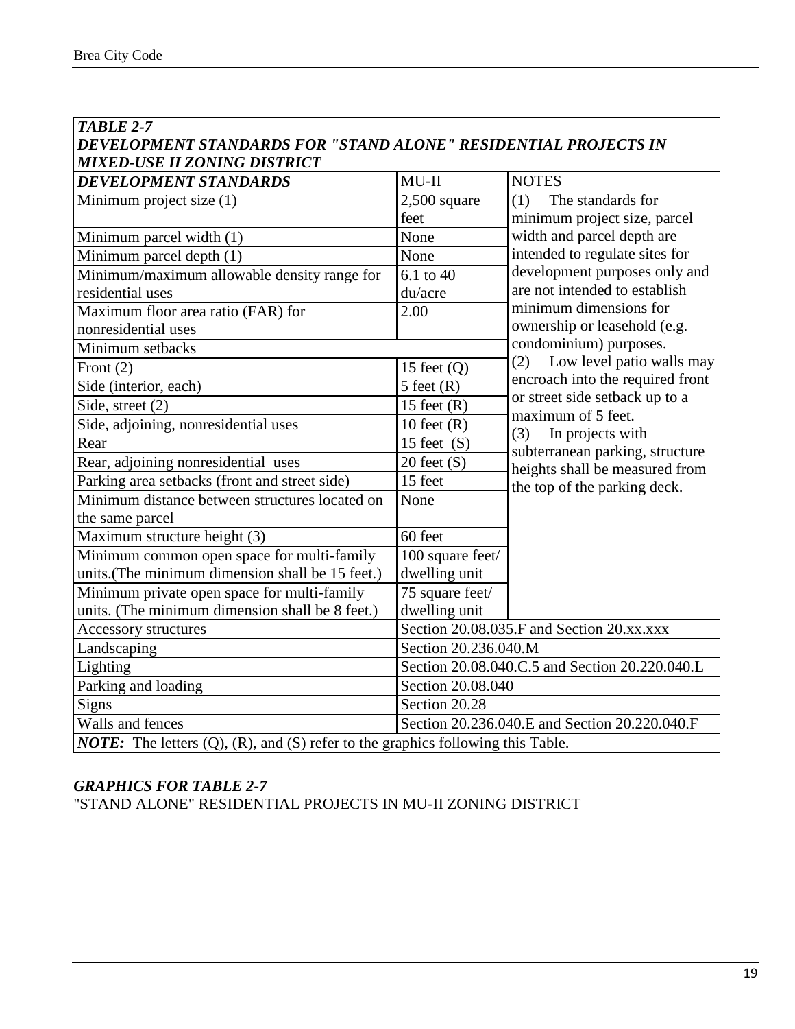| ***TABLE 2-7*** ***DEVELOPMENT STANDARDS FOR "STAND ALONE" RESIDENTIAL PROJECTS IN MIXED-USE II ZONING DISTRICT*** | | |
|---|---|---|
| ***DEVELOPMENT STANDARDS*** | MU-II | NOTES |
| Minimum project size (1) | 2,500 square feet | (1) The standards for minimum project size, parcel width and parcel depth are intended to regulate sites for development purposes only and are not intended to establish minimum dimensions for ownership or leasehold (e.g. condominium) purposes. (2) Low level patio walls may encroach into the required front or street side setback up to a maximum of 5 feet. (3) In projects with subterranean parking, structure heights shall be measured from the top of the parking deck. |
| Minimum parcel width (1) | None | |
| Minimum parcel depth (1) | None | |
| Minimum/maximum allowable density range for residential uses | 6.1 to 40 du/acre | |
| Maximum floor area ratio (FAR) for nonresidential uses | 2.00 | |
| Minimum setbacks | | |
| Front (2) | 15 feet (Q) | |
| Side (interior, each) | 5 feet (R) | |
| Side, street (2) | 15 feet (R) | |
| Side, adjoining, nonresidential uses | 10 feet (R) | |
| Rear | 15 feet (S) | |
| Rear, adjoining nonresidential uses | 20 feet (S) | |
| Parking area setbacks (front and street side) | 15 feet | |
| Minimum distance between structures located on the same parcel | None | |
| Maximum structure height (3) | 60 feet | |
| Minimum common open space for multi-family units.(The minimum dimension shall be 15 feet.) | 100 square feet/ dwelling unit | |
| Minimum private open space for multi-family units. (The minimum dimension shall be 8 feet.) | 75 square feet/ dwelling unit | |
| Accessory structures | Section 20.08.035.F and Section 20.xx.xxx | |
| Landscaping | Section 20.236.040.M | |
| Lighting | Section 20.08.040.C.5 and Section 20.220.040.L | |
| Parking and loading | Section 20.08.040 | |
| Signs | Section 20.28 | |
| Walls and fences | Section 20.236.040.E and Section 20.220.040.F | |
| ***NOTE:*** The letters (Q), (R), and (S) refer to the graphics following this Table. | | |

***GRAPHICS FOR TABLE 2-7***

"STAND ALONE" RESIDENTIAL PROJECTS IN MU-II ZONING DISTRICT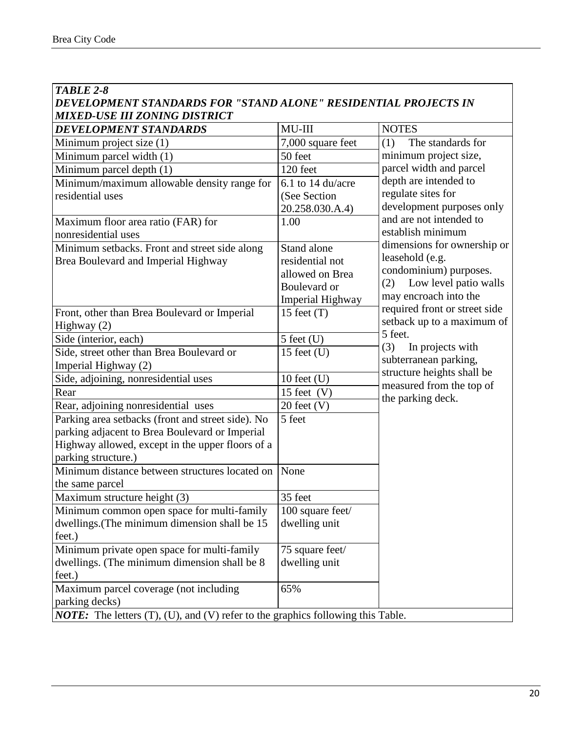***TABLE 2-8***
***DEVELOPMENT STANDARDS FOR "STAND ALONE" RESIDENTIAL PROJECTS IN MIXED-USE III ZONING DISTRICT***

| ***DEVELOPMENT STANDARDS*** | MU-III | NOTES |
|---|---|---|
| Minimum project size (1) | 7,000 square feet | (1) The standards for minimum project size, parcel width and parcel depth are intended to regulate sites for development purposes only and are not intended to establish minimum dimensions for ownership or leasehold (e.g. condominium) purposes.<br>(2) Low level patio walls may encroach into the required front or street side setback up to a maximum of 5 feet.<br>(3) In projects with subterranean parking, structure heights shall be measured from the top of the parking deck. |
| Minimum parcel width (1) | 50 feet | |
| Minimum parcel depth (1) | 120 feet | |
| Minimum/maximum allowable density range for residential uses | 6.1 to 14 du/acre (See Section 20.258.030.A.4) | |
| Maximum floor area ratio (FAR) for nonresidential uses | 1.00 | |
| Minimum setbacks. Front and street side along Brea Boulevard and Imperial Highway | Stand alone residential not allowed on Brea Boulevard or Imperial Highway | |
| Front, other than Brea Boulevard or Imperial Highway (2) | 15 feet (T) | |
| Side (interior, each) | 5 feet (U) | |
| Side, street other than Brea Boulevard or Imperial Highway (2) | 15 feet (U) | |
| Side, adjoining, nonresidential uses | 10 feet (U) | |
| Rear | 15 feet (V) | |
| Rear, adjoining nonresidential uses | 20 feet (V) | |
| Parking area setbacks (front and street side). No parking adjacent to Brea Boulevard or Imperial Highway allowed, except in the upper floors of a parking structure.) | 5 feet | |
| Minimum distance between structures located on the same parcel | None | |
| Maximum structure height (3) | 35 feet | |
| Minimum common open space for multi-family dwellings.(The minimum dimension shall be 15 feet.) | 100 square feet/ dwelling unit | |
| Minimum private open space for multi-family dwellings. (The minimum dimension shall be 8 feet.) | 75 square feet/ dwelling unit | |
| Maximum parcel coverage (not including parking decks) | 65% | |

***NOTE:*** The letters (T), (U), and (V) refer to the graphics following this Table.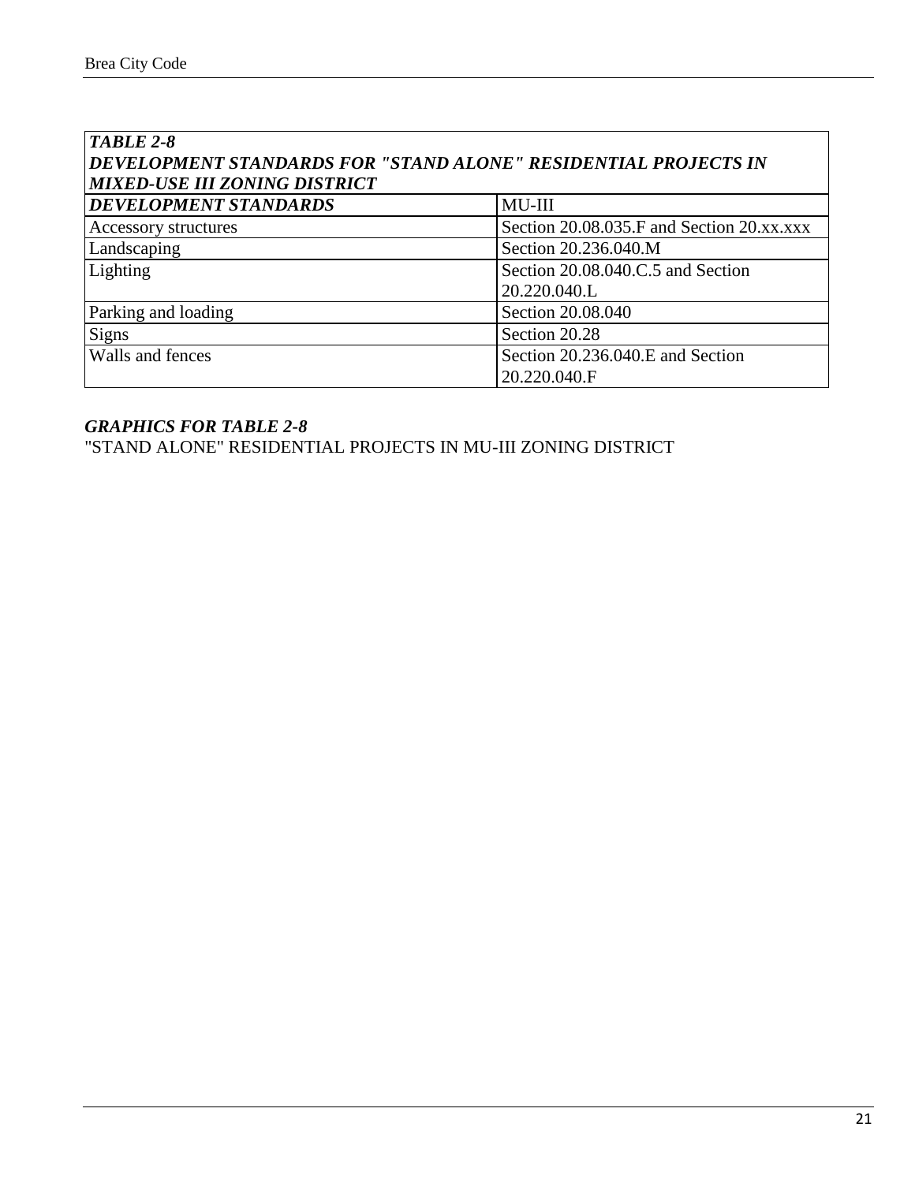***TABLE 2-8***
***DEVELOPMENT STANDARDS FOR "STAND ALONE" RESIDENTIAL PROJECTS IN MIXED-USE III ZONING DISTRICT***

| ***DEVELOPMENT STANDARDS*** | MU-III |
|---|---|
| Accessory structures | Section 20.08.035.F and Section 20.xx.xxx |
| Landscaping | Section 20.236.040.M |
| Lighting | Section 20.08.040.C.5 and Section 20.220.040.L |
| Parking and loading | Section 20.08.040 |
| Signs | Section 20.28 |
| Walls and fences | Section 20.236.040.E and Section 20.220.040.F |

***GRAPHICS FOR TABLE 2-8***

"STAND ALONE" RESIDENTIAL PROJECTS IN MU-III ZONING DISTRICT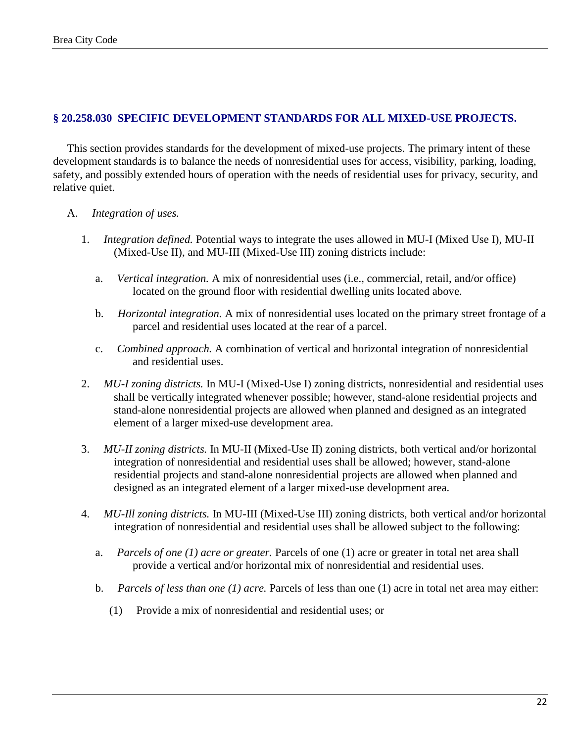## § 20.258.030 SPECIFIC DEVELOPMENT STANDARDS FOR ALL MIXED-USE PROJECTS.

This section provides standards for the development of mixed-use projects. The primary intent of these development standards is to balance the needs of nonresidential uses for access, visibility, parking, loading, safety, and possibly extended hours of operation with the needs of residential uses for privacy, security, and relative quiet.

A. *Integration of uses.*

1. *Integration defined.* Potential ways to integrate the uses allowed in MU-I (Mixed Use I), MU-II (Mixed-Use II), and MU-III (Mixed-Use III) zoning districts include:

    a. *Vertical integration.* A mix of nonresidential uses (i.e., commercial, retail, and/or office) located on the ground floor with residential dwelling units located above.

    b. *Horizontal integration.* A mix of nonresidential uses located on the primary street frontage of a parcel and residential uses located at the rear of a parcel.

    c. *Combined approach.* A combination of vertical and horizontal integration of nonresidential and residential uses.

2. *MU-I zoning districts.* In MU-I (Mixed-Use I) zoning districts, nonresidential and residential uses shall be vertically integrated whenever possible; however, stand-alone residential projects and stand-alone nonresidential projects are allowed when planned and designed as an integrated element of a larger mixed-use development area.

3. *MU-II zoning districts.* In MU-II (Mixed-Use II) zoning districts, both vertical and/or horizontal integration of nonresidential and residential uses shall be allowed; however, stand-alone residential projects and stand-alone nonresidential projects are allowed when planned and designed as an integrated element of a larger mixed-use development area.

4. *MU-Ill zoning districts.* In MU-III (Mixed-Use III) zoning districts, both vertical and/or horizontal integration of nonresidential and residential uses shall be allowed subject to the following:

    a. *Parcels of one (1) acre or greater.* Parcels of one (1) acre or greater in total net area shall provide a vertical and/or horizontal mix of nonresidential and residential uses.

    b. *Parcels of less than one (1) acre.* Parcels of less than one (1) acre in total net area may either:

        (1) Provide a mix of nonresidential and residential uses; or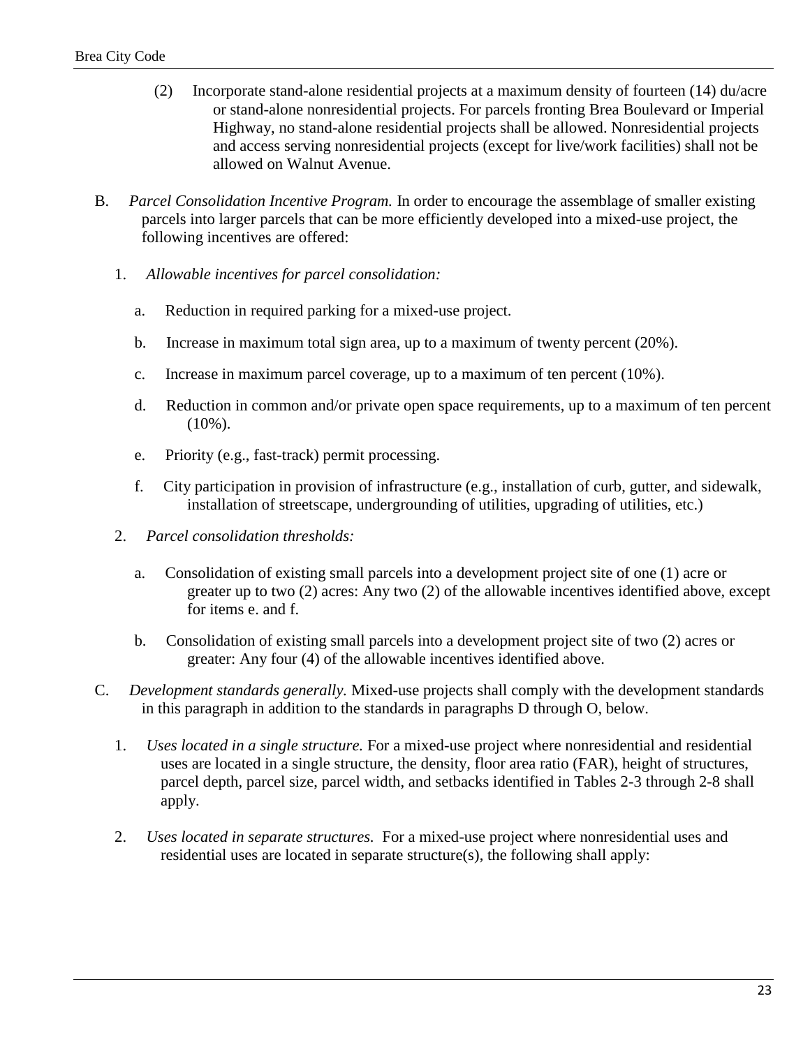(2) Incorporate stand-alone residential projects at a maximum density of fourteen (14) du/acre or stand-alone nonresidential projects. For parcels fronting Brea Boulevard or Imperial Highway, no stand-alone residential projects shall be allowed. Nonresidential projects and access serving nonresidential projects (except for live/work facilities) shall not be allowed on Walnut Avenue.

B. *Parcel Consolidation Incentive Program.* In order to encourage the assemblage of smaller existing parcels into larger parcels that can be more efficiently developed into a mixed-use project, the following incentives are offered:

1. *Allowable incentives for parcel consolidation:*

   a. Reduction in required parking for a mixed-use project.

   b. Increase in maximum total sign area, up to a maximum of twenty percent (20%).

   c. Increase in maximum parcel coverage, up to a maximum of ten percent (10%).

   d. Reduction in common and/or private open space requirements, up to a maximum of ten percent (10%).

   e. Priority (e.g., fast-track) permit processing.

   f. City participation in provision of infrastructure (e.g., installation of curb, gutter, and sidewalk, installation of streetscape, undergrounding of utilities, upgrading of utilities, etc.)

2. *Parcel consolidation thresholds:*

   a. Consolidation of existing small parcels into a development project site of one (1) acre or greater up to two (2) acres: Any two (2) of the allowable incentives identified above, except for items e. and f.

   b. Consolidation of existing small parcels into a development project site of two (2) acres or greater: Any four (4) of the allowable incentives identified above.

C. *Development standards generally.* Mixed-use projects shall comply with the development standards in this paragraph in addition to the standards in paragraphs D through O, below.

1. *Uses located in a single structure.* For a mixed-use project where nonresidential and residential uses are located in a single structure, the density, floor area ratio (FAR), height of structures, parcel depth, parcel size, parcel width, and setbacks identified in Tables 2-3 through 2-8 shall apply.

2. *Uses located in separate structures.* For a mixed-use project where nonresidential uses and residential uses are located in separate structure(s), the following shall apply: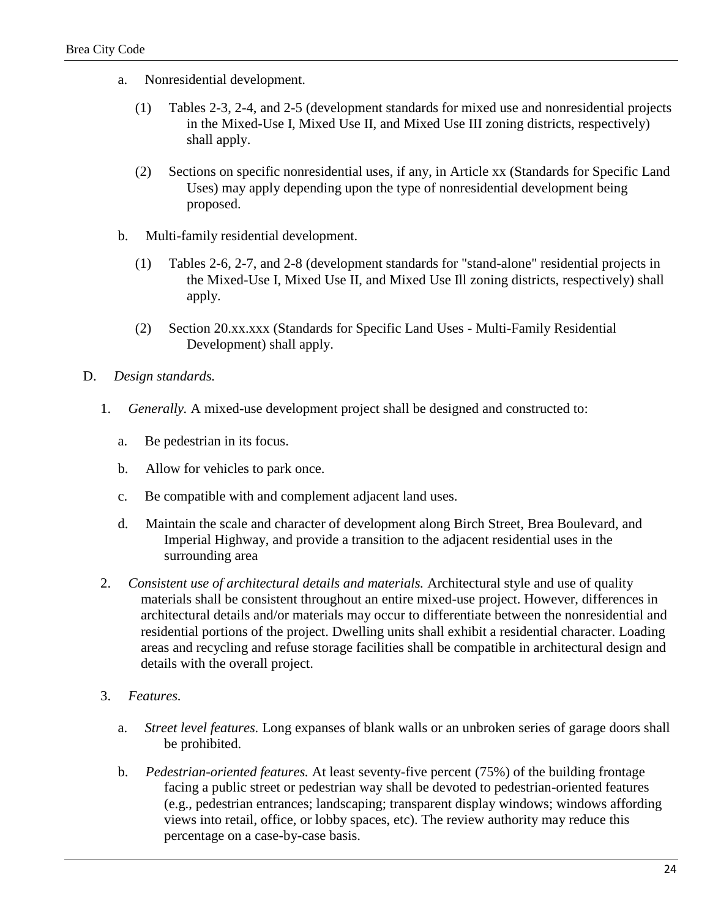a. Nonresidential development.

   (1) Tables 2-3, 2-4, and 2-5 (development standards for mixed use and nonresidential projects in the Mixed-Use I, Mixed Use II, and Mixed Use III zoning districts, respectively) shall apply.

   (2) Sections on specific nonresidential uses, if any, in Article xx (Standards for Specific Land Uses) may apply depending upon the type of nonresidential development being proposed.

b. Multi-family residential development.

   (1) Tables 2-6, 2-7, and 2-8 (development standards for "stand-alone" residential projects in the Mixed-Use I, Mixed Use II, and Mixed Use Ill zoning districts, respectively) shall apply.

   (2) Section 20.xx.xxx (Standards for Specific Land Uses - Multi-Family Residential Development) shall apply.

D. *Design standards.*

1. *Generally.* A mixed-use development project shall be designed and constructed to:

   a. Be pedestrian in its focus.

   b. Allow for vehicles to park once.

   c. Be compatible with and complement adjacent land uses.

   d. Maintain the scale and character of development along Birch Street, Brea Boulevard, and Imperial Highway, and provide a transition to the adjacent residential uses in the surrounding area

2. *Consistent use of architectural details and materials.* Architectural style and use of quality materials shall be consistent throughout an entire mixed-use project. However, differences in architectural details and/or materials may occur to differentiate between the nonresidential and residential portions of the project. Dwelling units shall exhibit a residential character. Loading areas and recycling and refuse storage facilities shall be compatible in architectural design and details with the overall project.

3. *Features.*

   a. *Street level features.* Long expanses of blank walls or an unbroken series of garage doors shall be prohibited.

   b. *Pedestrian-oriented features.* At least seventy-five percent (75%) of the building frontage facing a public street or pedestrian way shall be devoted to pedestrian-oriented features (e.g., pedestrian entrances; landscaping; transparent display windows; windows affording views into retail, office, or lobby spaces, etc). The review authority may reduce this percentage on a case-by-case basis.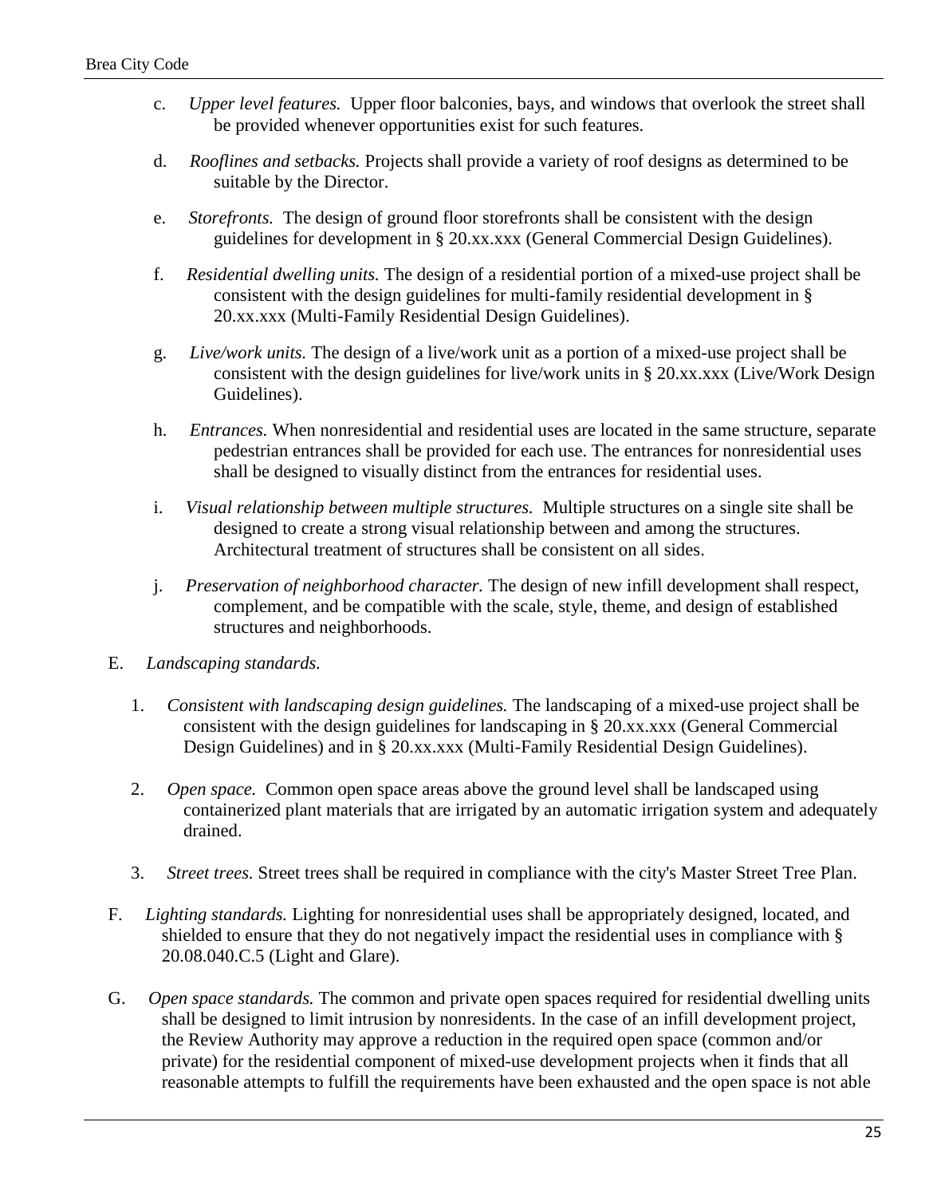c. *Upper level features.* Upper floor balconies, bays, and windows that overlook the street shall be provided whenever opportunities exist for such features.

d. *Rooflines and setbacks.* Projects shall provide a variety of roof designs as determined to be suitable by the Director.

e. *Storefronts.* The design of ground floor storefronts shall be consistent with the design guidelines for development in § 20.xx.xxx (General Commercial Design Guidelines).

f. *Residential dwelling units.* The design of a residential portion of a mixed-use project shall be consistent with the design guidelines for multi-family residential development in § 20.xx.xxx (Multi-Family Residential Design Guidelines).

g. *Live/work units.* The design of a live/work unit as a portion of a mixed-use project shall be consistent with the design guidelines for live/work units in § 20.xx.xxx (Live/Work Design Guidelines).

h. *Entrances.* When nonresidential and residential uses are located in the same structure, separate pedestrian entrances shall be provided for each use. The entrances for nonresidential uses shall be designed to visually distinct from the entrances for residential uses.

i. *Visual relationship between multiple structures.* Multiple structures on a single site shall be designed to create a strong visual relationship between and among the structures. Architectural treatment of structures shall be consistent on all sides.

j. *Preservation of neighborhood character.* The design of new infill development shall respect, complement, and be compatible with the scale, style, theme, and design of established structures and neighborhoods.

E. *Landscaping standards.*

1. *Consistent with landscaping design guidelines.* The landscaping of a mixed-use project shall be consistent with the design guidelines for landscaping in § 20.xx.xxx (General Commercial Design Guidelines) and in § 20.xx.xxx (Multi-Family Residential Design Guidelines).

2. *Open space.* Common open space areas above the ground level shall be landscaped using containerized plant materials that are irrigated by an automatic irrigation system and adequately drained.

3. *Street trees.* Street trees shall be required in compliance with the city's Master Street Tree Plan.

F. *Lighting standards.* Lighting for nonresidential uses shall be appropriately designed, located, and shielded to ensure that they do not negatively impact the residential uses in compliance with § 20.08.040.C.5 (Light and Glare).

G. *Open space standards.* The common and private open spaces required for residential dwelling units shall be designed to limit intrusion by nonresidents. In the case of an infill development project, the Review Authority may approve a reduction in the required open space (common and/or private) for the residential component of mixed-use development projects when it finds that all reasonable attempts to fulfill the requirements have been exhausted and the open space is not able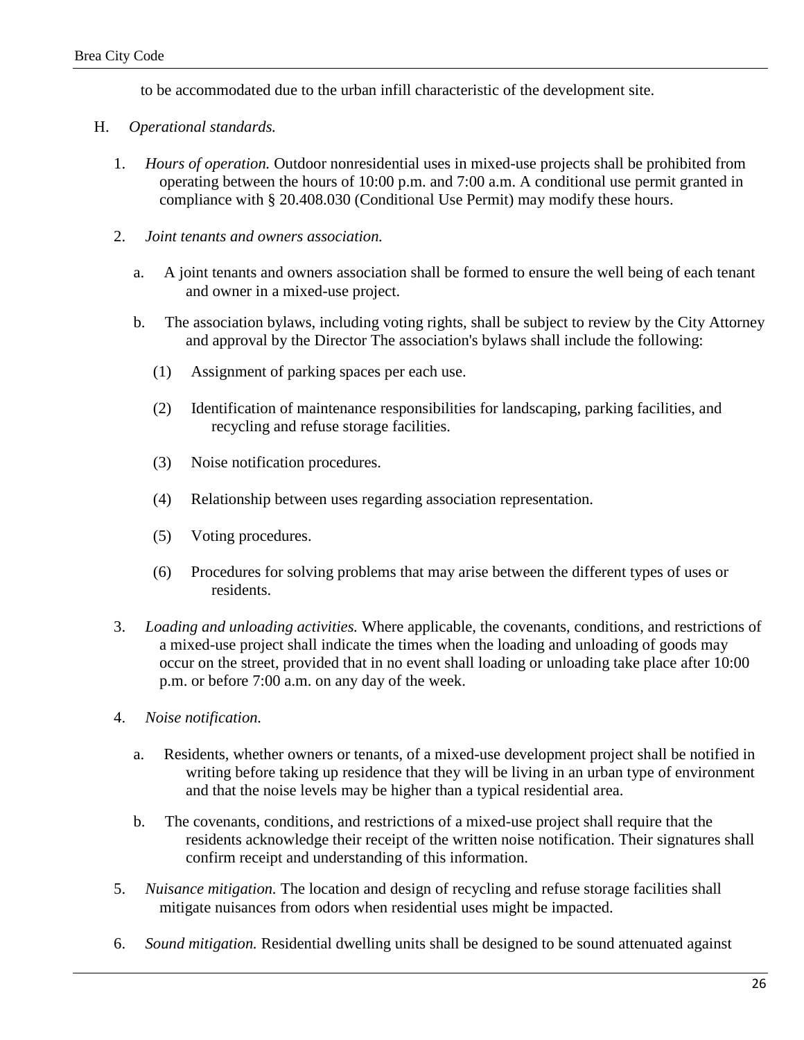to be accommodated due to the urban infill characteristic of the development site.

H. *Operational standards.*

1. *Hours of operation.* Outdoor nonresidential uses in mixed-use projects shall be prohibited from operating between the hours of 10:00 p.m. and 7:00 a.m. A conditional use permit granted in compliance with § 20.408.030 (Conditional Use Permit) may modify these hours.

2. *Joint tenants and owners association.*

   a. A joint tenants and owners association shall be formed to ensure the well being of each tenant and owner in a mixed-use project.

   b. The association bylaws, including voting rights, shall be subject to review by the City Attorney and approval by the Director The association's bylaws shall include the following:

      (1) Assignment of parking spaces per each use.

      (2) Identification of maintenance responsibilities for landscaping, parking facilities, and recycling and refuse storage facilities.

      (3) Noise notification procedures.

      (4) Relationship between uses regarding association representation.

      (5) Voting procedures.

      (6) Procedures for solving problems that may arise between the different types of uses or residents.

3. *Loading and unloading activities.* Where applicable, the covenants, conditions, and restrictions of a mixed-use project shall indicate the times when the loading and unloading of goods may occur on the street, provided that in no event shall loading or unloading take place after 10:00 p.m. or before 7:00 a.m. on any day of the week.

4. *Noise notification.*

   a. Residents, whether owners or tenants, of a mixed-use development project shall be notified in writing before taking up residence that they will be living in an urban type of environment and that the noise levels may be higher than a typical residential area.

   b. The covenants, conditions, and restrictions of a mixed-use project shall require that the residents acknowledge their receipt of the written noise notification. Their signatures shall confirm receipt and understanding of this information.

5. *Nuisance mitigation.* The location and design of recycling and refuse storage facilities shall mitigate nuisances from odors when residential uses might be impacted.

6. *Sound mitigation.* Residential dwelling units shall be designed to be sound attenuated against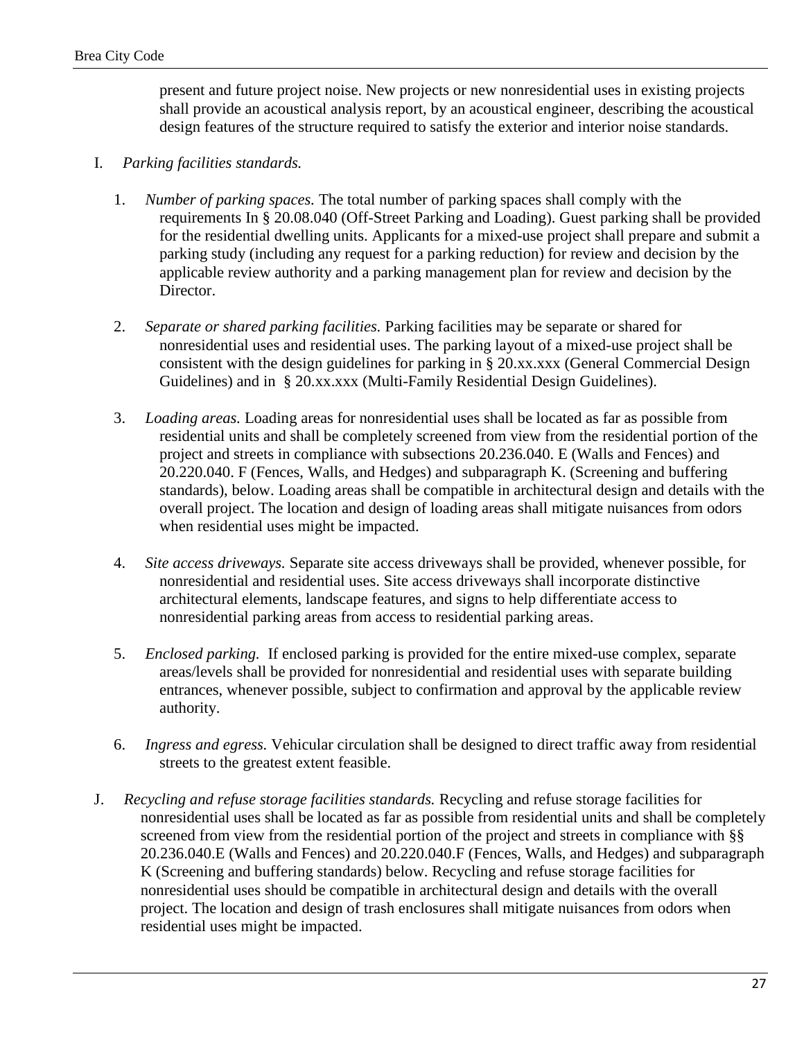present and future project noise. New projects or new nonresidential uses in existing projects shall provide an acoustical analysis report, by an acoustical engineer, describing the acoustical design features of the structure required to satisfy the exterior and interior noise standards.

I. *Parking facilities standards.*

1. *Number of parking spaces.* The total number of parking spaces shall comply with the requirements In § 20.08.040 (Off-Street Parking and Loading). Guest parking shall be provided for the residential dwelling units. Applicants for a mixed-use project shall prepare and submit a parking study (including any request for a parking reduction) for review and decision by the applicable review authority and a parking management plan for review and decision by the Director.

2. *Separate or shared parking facilities.* Parking facilities may be separate or shared for nonresidential uses and residential uses. The parking layout of a mixed-use project shall be consistent with the design guidelines for parking in § 20.xx.xxx (General Commercial Design Guidelines) and in § 20.xx.xxx (Multi-Family Residential Design Guidelines).

3. *Loading areas.* Loading areas for nonresidential uses shall be located as far as possible from residential units and shall be completely screened from view from the residential portion of the project and streets in compliance with subsections 20.236.040. E (Walls and Fences) and 20.220.040. F (Fences, Walls, and Hedges) and subparagraph K. (Screening and buffering standards), below. Loading areas shall be compatible in architectural design and details with the overall project. The location and design of loading areas shall mitigate nuisances from odors when residential uses might be impacted.

4. *Site access driveways.* Separate site access driveways shall be provided, whenever possible, for nonresidential and residential uses. Site access driveways shall incorporate distinctive architectural elements, landscape features, and signs to help differentiate access to nonresidential parking areas from access to residential parking areas.

5. *Enclosed parking.* If enclosed parking is provided for the entire mixed-use complex, separate areas/levels shall be provided for nonresidential and residential uses with separate building entrances, whenever possible, subject to confirmation and approval by the applicable review authority.

6. *Ingress and egress.* Vehicular circulation shall be designed to direct traffic away from residential streets to the greatest extent feasible.

J. *Recycling and refuse storage facilities standards.* Recycling and refuse storage facilities for nonresidential uses shall be located as far as possible from residential units and shall be completely screened from view from the residential portion of the project and streets in compliance with §§ 20.236.040.E (Walls and Fences) and 20.220.040.F (Fences, Walls, and Hedges) and subparagraph K (Screening and buffering standards) below. Recycling and refuse storage facilities for nonresidential uses should be compatible in architectural design and details with the overall project. The location and design of trash enclosures shall mitigate nuisances from odors when residential uses might be impacted.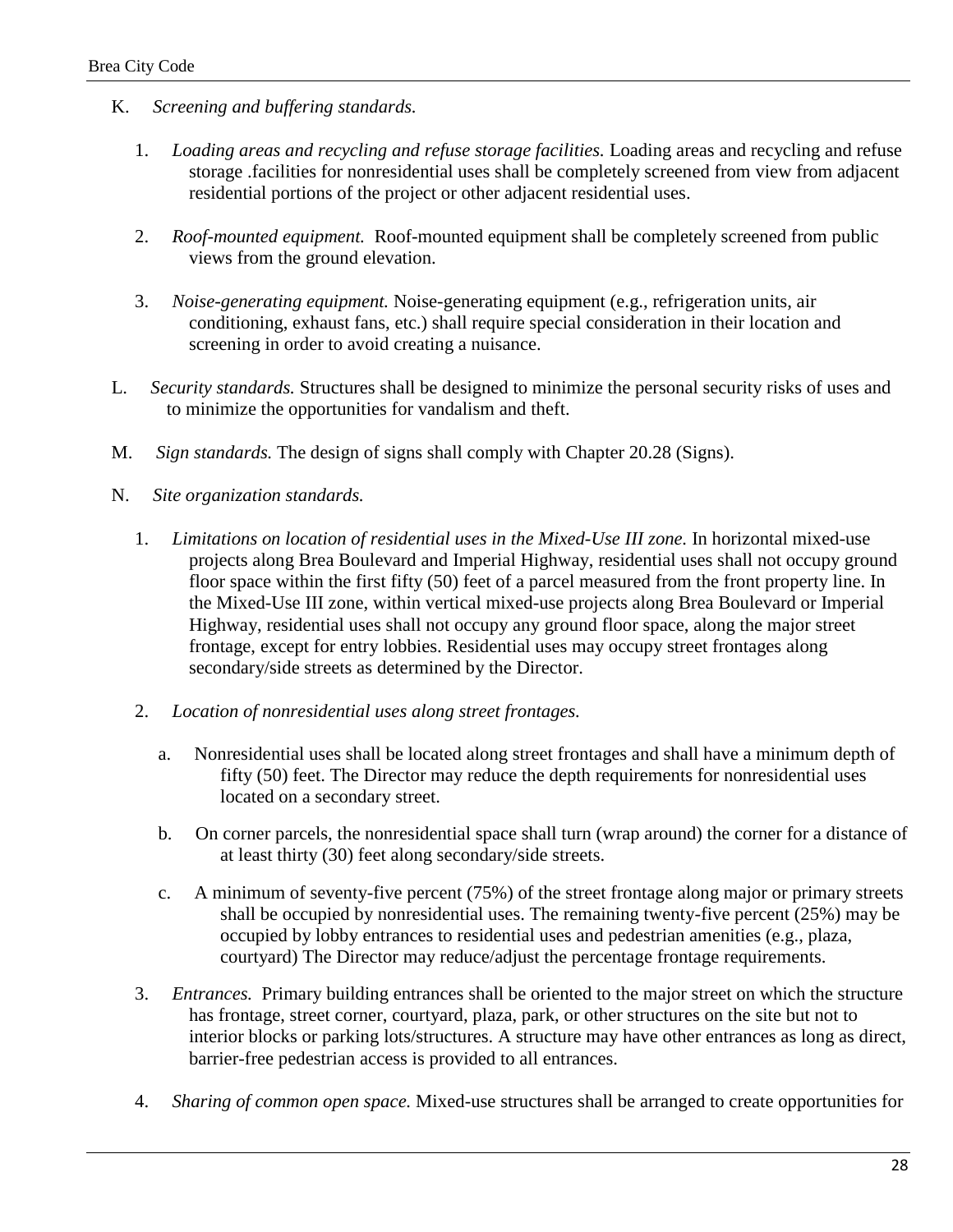K. *Screening and buffering standards.*

1. *Loading areas and recycling and refuse storage facilities.* Loading areas and recycling and refuse storage .facilities for nonresidential uses shall be completely screened from view from adjacent residential portions of the project or other adjacent residential uses.

2. *Roof-mounted equipment.* Roof-mounted equipment shall be completely screened from public views from the ground elevation.

3. *Noise-generating equipment.* Noise-generating equipment (e.g., refrigeration units, air conditioning, exhaust fans, etc.) shall require special consideration in their location and screening in order to avoid creating a nuisance.

L. *Security standards.* Structures shall be designed to minimize the personal security risks of uses and to minimize the opportunities for vandalism and theft.

M. *Sign standards.* The design of signs shall comply with Chapter 20.28 (Signs).

N. *Site organization standards.*

1. *Limitations on location of residential uses in the Mixed-Use III zone.* In horizontal mixed-use projects along Brea Boulevard and Imperial Highway, residential uses shall not occupy ground floor space within the first fifty (50) feet of a parcel measured from the front property line. In the Mixed-Use III zone, within vertical mixed-use projects along Brea Boulevard or Imperial Highway, residential uses shall not occupy any ground floor space, along the major street frontage, except for entry lobbies. Residential uses may occupy street frontages along secondary/side streets as determined by the Director.

2. *Location of nonresidential uses along street frontages.*

   a. Nonresidential uses shall be located along street frontages and shall have a minimum depth of fifty (50) feet. The Director may reduce the depth requirements for nonresidential uses located on a secondary street.

   b. On corner parcels, the nonresidential space shall turn (wrap around) the corner for a distance of at least thirty (30) feet along secondary/side streets.

   c. A minimum of seventy-five percent (75%) of the street frontage along major or primary streets shall be occupied by nonresidential uses. The remaining twenty-five percent (25%) may be occupied by lobby entrances to residential uses and pedestrian amenities (e.g., plaza, courtyard) The Director may reduce/adjust the percentage frontage requirements.

3. *Entrances.* Primary building entrances shall be oriented to the major street on which the structure has frontage, street corner, courtyard, plaza, park, or other structures on the site but not to interior blocks or parking lots/structures. A structure may have other entrances as long as direct, barrier-free pedestrian access is provided to all entrances.

4. *Sharing of common open space.* Mixed-use structures shall be arranged to create opportunities for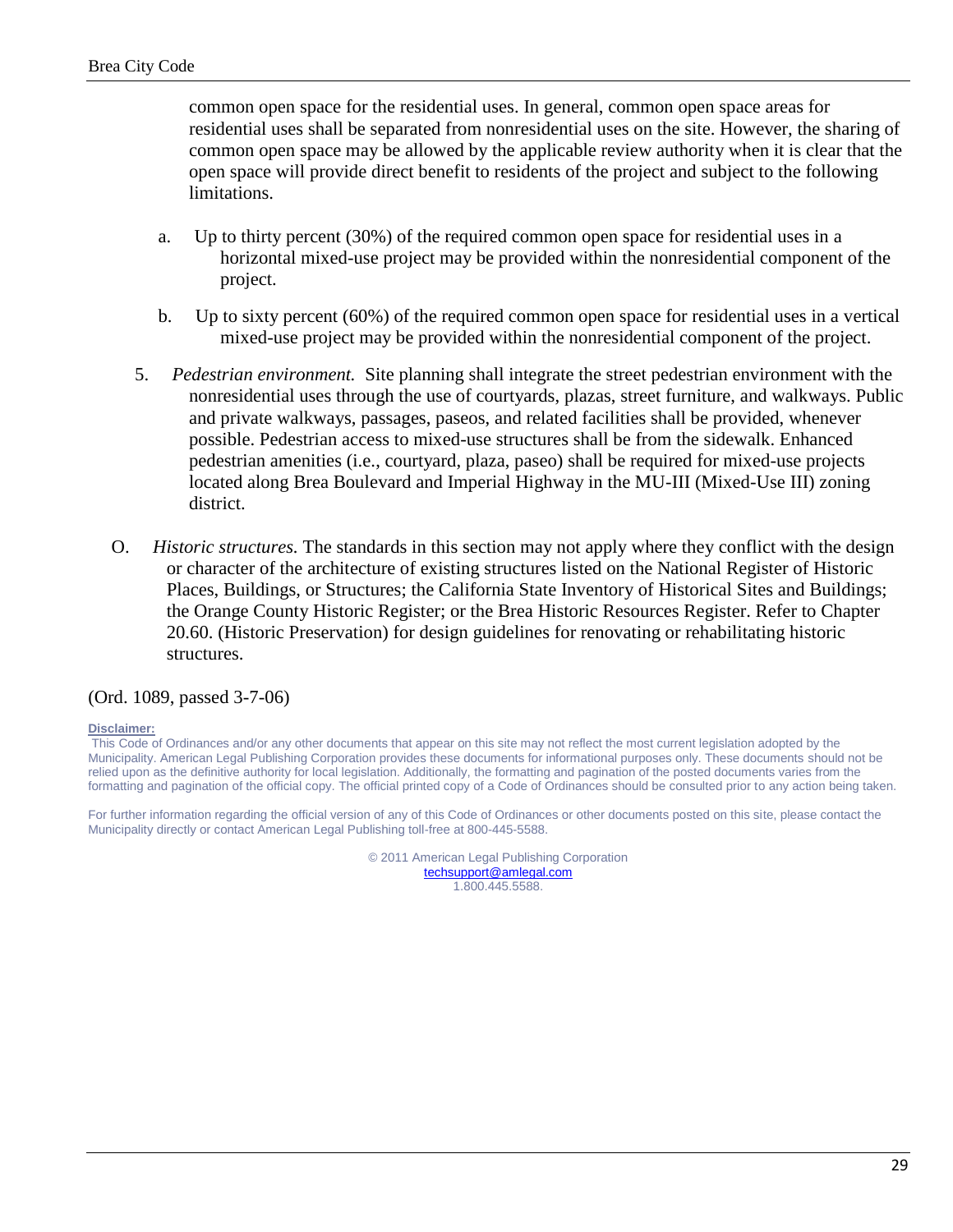common open space for the residential uses. In general, common open space areas for residential uses shall be separated from nonresidential uses on the site. However, the sharing of common open space may be allowed by the applicable review authority when it is clear that the open space will provide direct benefit to residents of the project and subject to the following limitations.

a. Up to thirty percent (30%) of the required common open space for residential uses in a horizontal mixed-use project may be provided within the nonresidential component of the project.

b. Up to sixty percent (60%) of the required common open space for residential uses in a vertical mixed-use project may be provided within the nonresidential component of the project.

5. *Pedestrian environment.* Site planning shall integrate the street pedestrian environment with the nonresidential uses through the use of courtyards, plazas, street furniture, and walkways. Public and private walkways, passages, paseos, and related facilities shall be provided, whenever possible. Pedestrian access to mixed-use structures shall be from the sidewalk. Enhanced pedestrian amenities (i.e., courtyard, plaza, paseo) shall be required for mixed-use projects located along Brea Boulevard and Imperial Highway in the MU-III (Mixed-Use III) zoning district.

O. *Historic structures.* The standards in this section may not apply where they conflict with the design or character of the architecture of existing structures listed on the National Register of Historic Places, Buildings, or Structures; the California State Inventory of Historical Sites and Buildings; the Orange County Historic Register; or the Brea Historic Resources Register. Refer to Chapter 20.60. (Historic Preservation) for design guidelines for renovating or rehabilitating historic structures.

(Ord. 1089, passed 3-7-06)

**Disclaimer:**

This Code of Ordinances and/or any other documents that appear on this site may not reflect the most current legislation adopted by the Municipality. American Legal Publishing Corporation provides these documents for informational purposes only. These documents should not be relied upon as the definitive authority for local legislation. Additionally, the formatting and pagination of the posted documents varies from the formatting and pagination of the official copy. The official printed copy of a Code of Ordinances should be consulted prior to any action being taken.

For further information regarding the official version of any of this Code of Ordinances or other documents posted on this site, please contact the Municipality directly or contact American Legal Publishing toll-free at 800-445-5588.

© 2011 American Legal Publishing Corporation
techsupport@amlegal.com
1.800.445.5588.